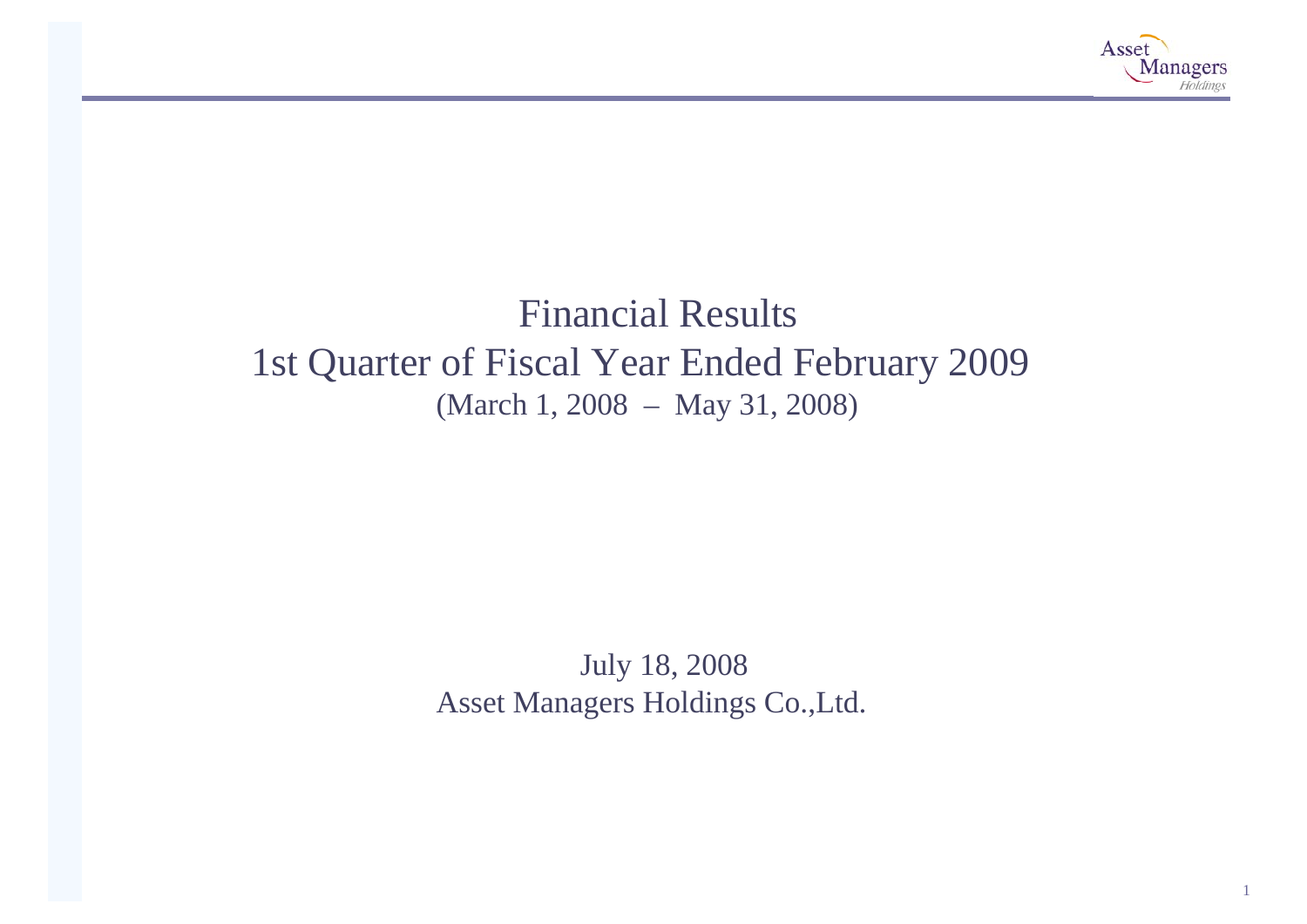# Financial Results
# 1st Quarter of Fiscal Year Ended February 2009
(March 1, 2008 – May 31, 2008)

July 18, 2008

Asset Managers Holdings Co.,Ltd.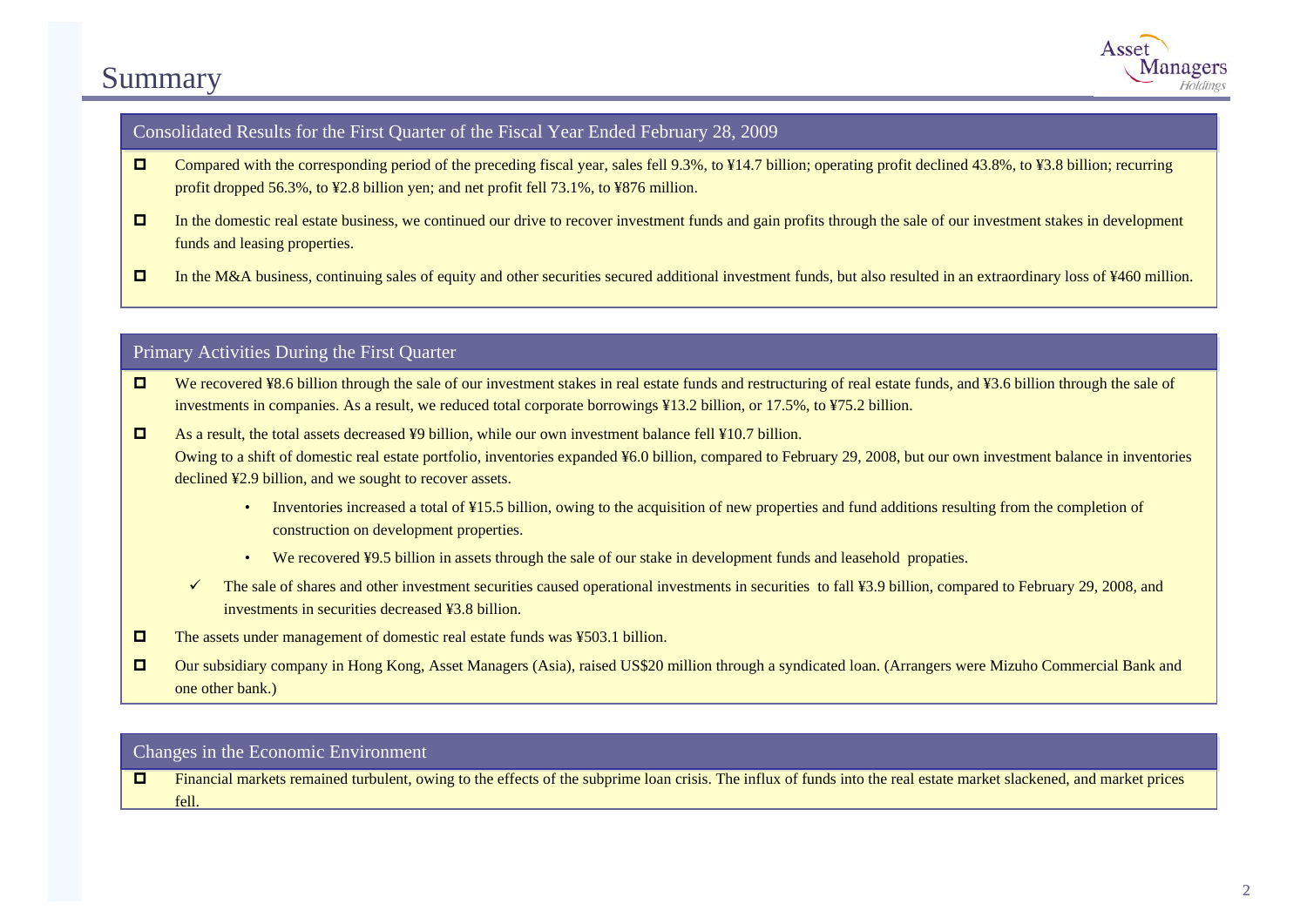# Summary

## Consolidated Results for the First Quarter of the Fiscal Year Ended February 28, 2009

- Compared with the corresponding period of the preceding fiscal year, sales fell 9.3%, to ¥14.7 billion; operating profit declined 43.8%, to ¥3.8 billion; recurring profit dropped 56.3%, to ¥2.8 billion yen; and net profit fell 73.1%, to ¥876 million.
- In the domestic real estate business, we continued our drive to recover investment funds and gain profits through the sale of our investment stakes in development funds and leasing properties.
- In the M&A business, continuing sales of equity and other securities secured additional investment funds, but also resulted in an extraordinary loss of ¥460 million.

## Primary Activities During the First Quarter

- We recovered ¥8.6 billion through the sale of our investment stakes in real estate funds and restructuring of real estate funds, and ¥3.6 billion through the sale of investments in companies. As a result, we reduced total corporate borrowings ¥13.2 billion, or 17.5%, to ¥75.2 billion.
- As a result, the total assets decreased ¥9 billion, while our own investment balance fell ¥10.7 billion.
  Owing to a shift of domestic real estate portfolio, inventories expanded ¥6.0 billion, compared to February 29, 2008, but our own investment balance in inventories declined ¥2.9 billion, and we sought to recover assets.
    - Inventories increased a total of ¥15.5 billion, owing to the acquisition of new properties and fund additions resulting from the completion of construction on development properties.
    - We recovered ¥9.5 billion in assets through the sale of our stake in development funds and leasehold propaties.
  - ✓ The sale of shares and other investment securities caused operational investments in securities to fall ¥3.9 billion, compared to February 29, 2008, and investments in securities decreased ¥3.8 billion.
- The assets under management of domestic real estate funds was ¥503.1 billion.
- Our subsidiary company in Hong Kong, Asset Managers (Asia), raised US$20 million through a syndicated loan. (Arrangers were Mizuho Commercial Bank and one other bank.)

## Changes in the Economic Environment

- Financial markets remained turbulent, owing to the effects of the subprime loan crisis. The influx of funds into the real estate market slackened, and market prices fell.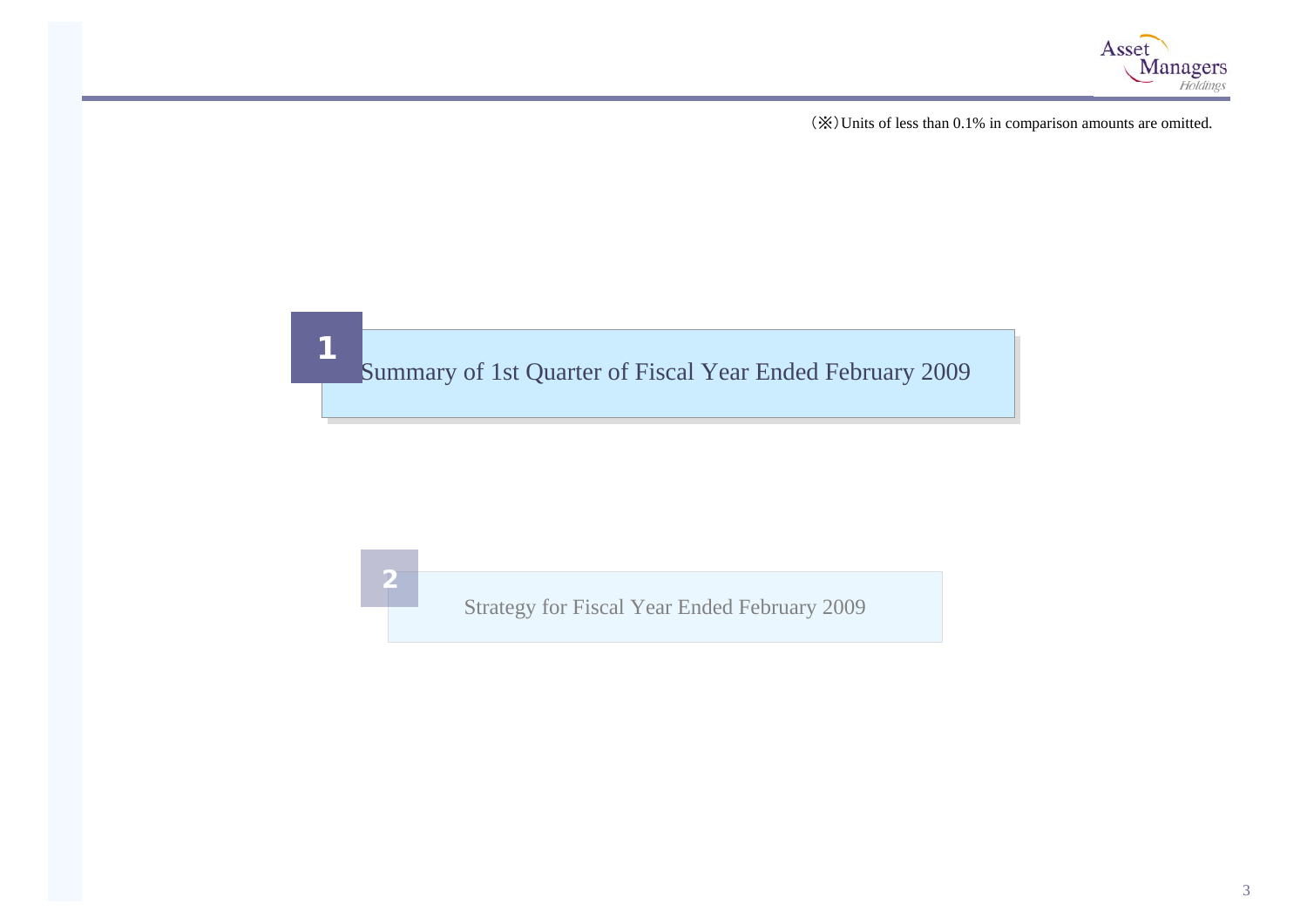(※) Units of less than 0.1% in comparison amounts are omitted.

## 1 Summary of 1st Quarter of Fiscal Year Ended February 2009

## 2 Strategy for Fiscal Year Ended February 2009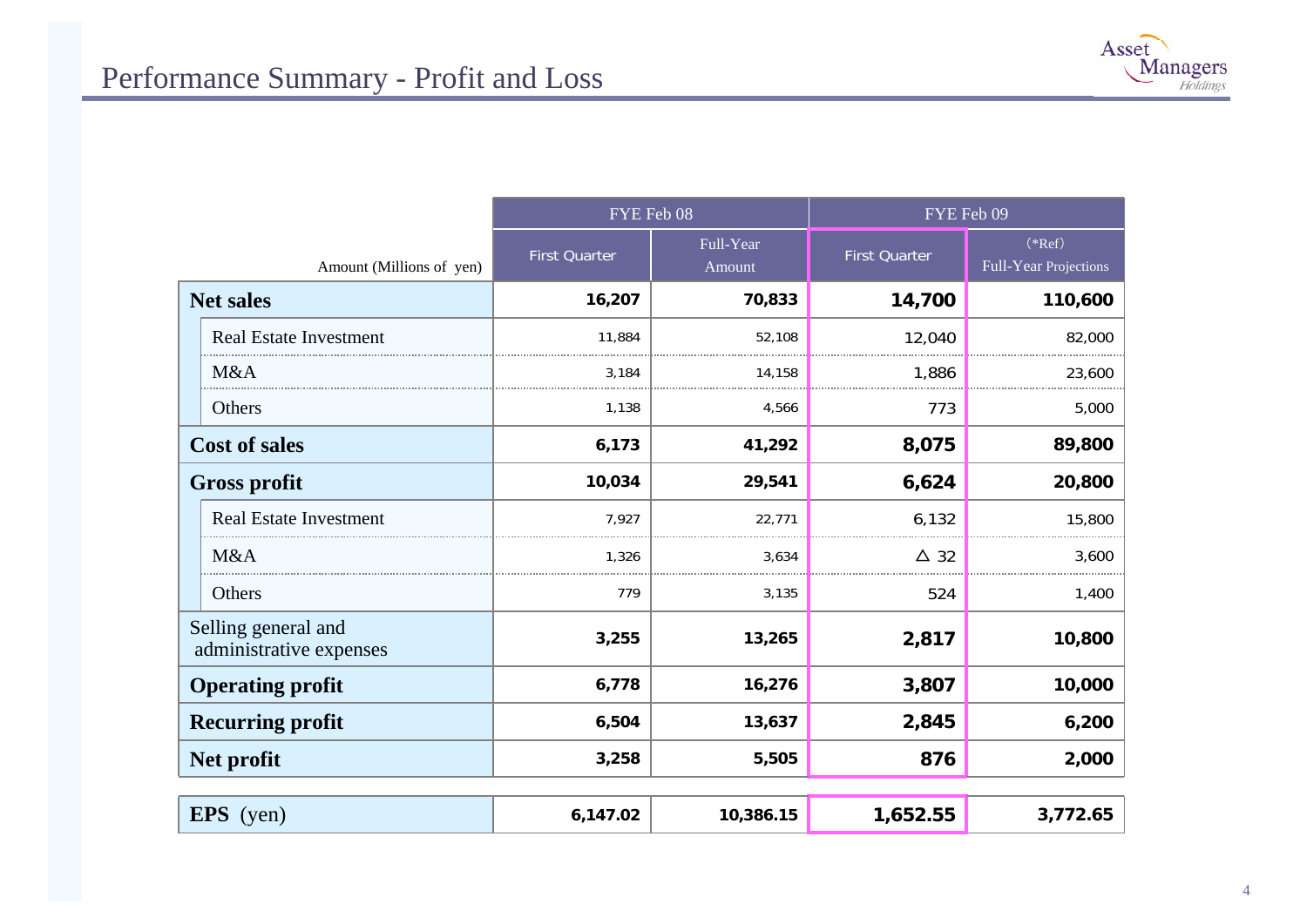# Performance Summary - Profit and Loss

| Amount (Millions of yen) | FYE Feb 08 | | FYE Feb 09 | |
|---|---|---|---|---|
| | First Quarter | Full-Year Amount | First Quarter | (*Ref) Full-Year Projections |
| **Net sales** | **16,207** | **70,833** | **14,700** | **110,600** |
| Real Estate Investment | 11,884 | 52,108 | 12,040 | 82,000 |
| M&A | 3,184 | 14,158 | 1,886 | 23,600 |
| Others | 1,138 | 4,566 | 773 | 5,000 |
| **Cost of sales** | **6,173** | **41,292** | **8,075** | **89,800** |
| **Gross profit** | **10,034** | **29,541** | **6,624** | **20,800** |
| Real Estate Investment | 7,927 | 22,771 | 6,132 | 15,800 |
| M&A | 1,326 | 3,634 | △ 32 | 3,600 |
| Others | 779 | 3,135 | 524 | 1,400 |
| Selling general and administrative expenses | **3,255** | **13,265** | **2,817** | **10,800** |
| **Operating profit** | **6,778** | **16,276** | **3,807** | **10,000** |
| **Recurring profit** | **6,504** | **13,637** | **2,845** | **6,200** |
| **Net profit** | **3,258** | **5,505** | **876** | **2,000** |
| **EPS** (yen) | **6,147.02** | **10,386.15** | **1,652.55** | **3,772.65** |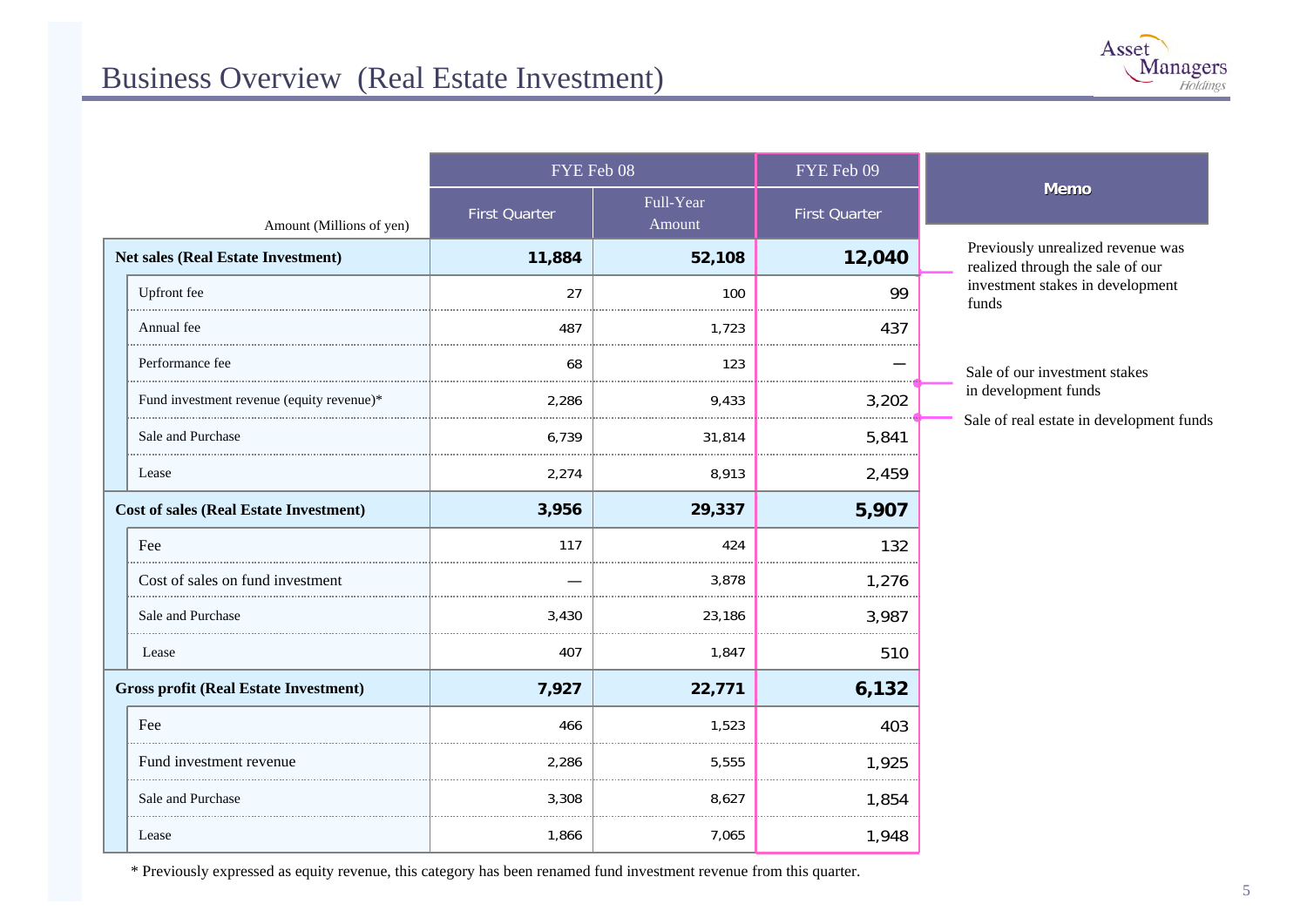# Business Overview (Real Estate Investment)

| Amount (Millions of yen) | FYE Feb 08 | | FYE Feb 09 | Memo |
|---|---|---|---|---|
| | First Quarter | Full-Year Amount | First Quarter | |
| **Net sales (Real Estate Investment)** | **11,884** | **52,108** | **12,040** | Previously unrealized revenue was realized through the sale of our investment stakes in development funds |
| Upfront fee | 27 | 100 | 99 | |
| Annual fee | 487 | 1,723 | 437 | |
| Performance fee | 68 | 123 | — | |
| Fund investment revenue (equity revenue)* | 2,286 | 9,433 | 3,202 | Sale of our investment stakes in development funds |
| Sale and Purchase | 6,739 | 31,814 | 5,841 | Sale of real estate in development funds |
| Lease | 2,274 | 8,913 | 2,459 | |
| **Cost of sales (Real Estate Investment)** | **3,956** | **29,337** | **5,907** | |
| Fee | 117 | 424 | 132 | |
| Cost of sales on fund investment | — | 3,878 | 1,276 | |
| Sale and Purchase | 3,430 | 23,186 | 3,987 | |
| Lease | 407 | 1,847 | 510 | |
| **Gross profit (Real Estate Investment)** | **7,927** | **22,771** | **6,132** | |
| Fee | 466 | 1,523 | 403 | |
| Fund investment revenue | 2,286 | 5,555 | 1,925 | |
| Sale and Purchase | 3,308 | 8,627 | 1,854 | |
| Lease | 1,866 | 7,065 | 1,948 | |

* Previously expressed as equity revenue, this category has been renamed fund investment revenue from this quarter.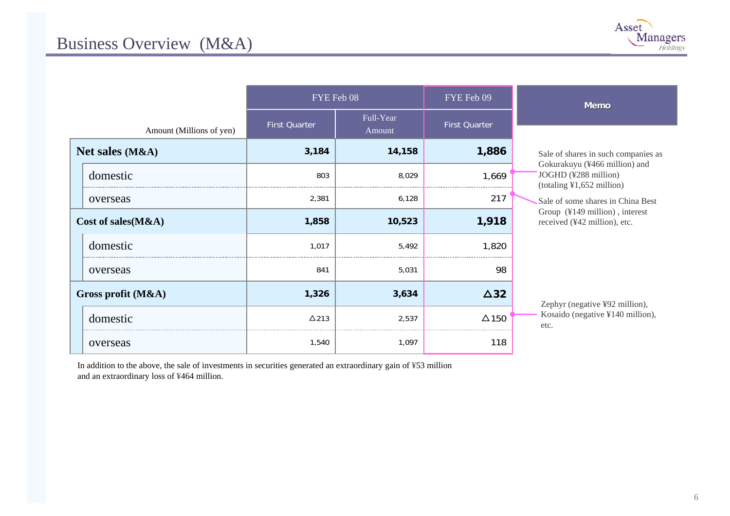# Business Overview (M&A)

| Amount (Millions of yen) | FYE Feb 08 | | FYE Feb 09 | Memo |
|---|---|---|---|---|
| | First Quarter | Full-Year Amount | First Quarter | |
| **Net sales (M&A)** | **3,184** | **14,158** | **1,886** | |
| domestic | 803 | 8,029 | 1,669 | Sale of shares in such companies as Gokurakuyu (¥466 million) and JOGHD (¥288 million) (totaling ¥1,652 million) |
| overseas | 2,381 | 6,128 | 217 | Sale of some shares in China Best Group (¥149 million), interest received (¥42 million), etc. |
| **Cost of sales(M&A)** | **1,858** | **10,523** | **1,918** | |
| domestic | 1,017 | 5,492 | 1,820 | |
| overseas | 841 | 5,031 | 98 | |
| **Gross profit (M&A)** | **1,326** | **3,634** | **△32** | |
| domestic | △213 | 2,537 | △150 | Zephyr (negative ¥92 million), Kosaido (negative ¥140 million), etc. |
| overseas | 1,540 | 1,097 | 118 | |

In addition to the above, the sale of investments in securities generated an extraordinary gain of ¥53 million and an extraordinary loss of ¥464 million.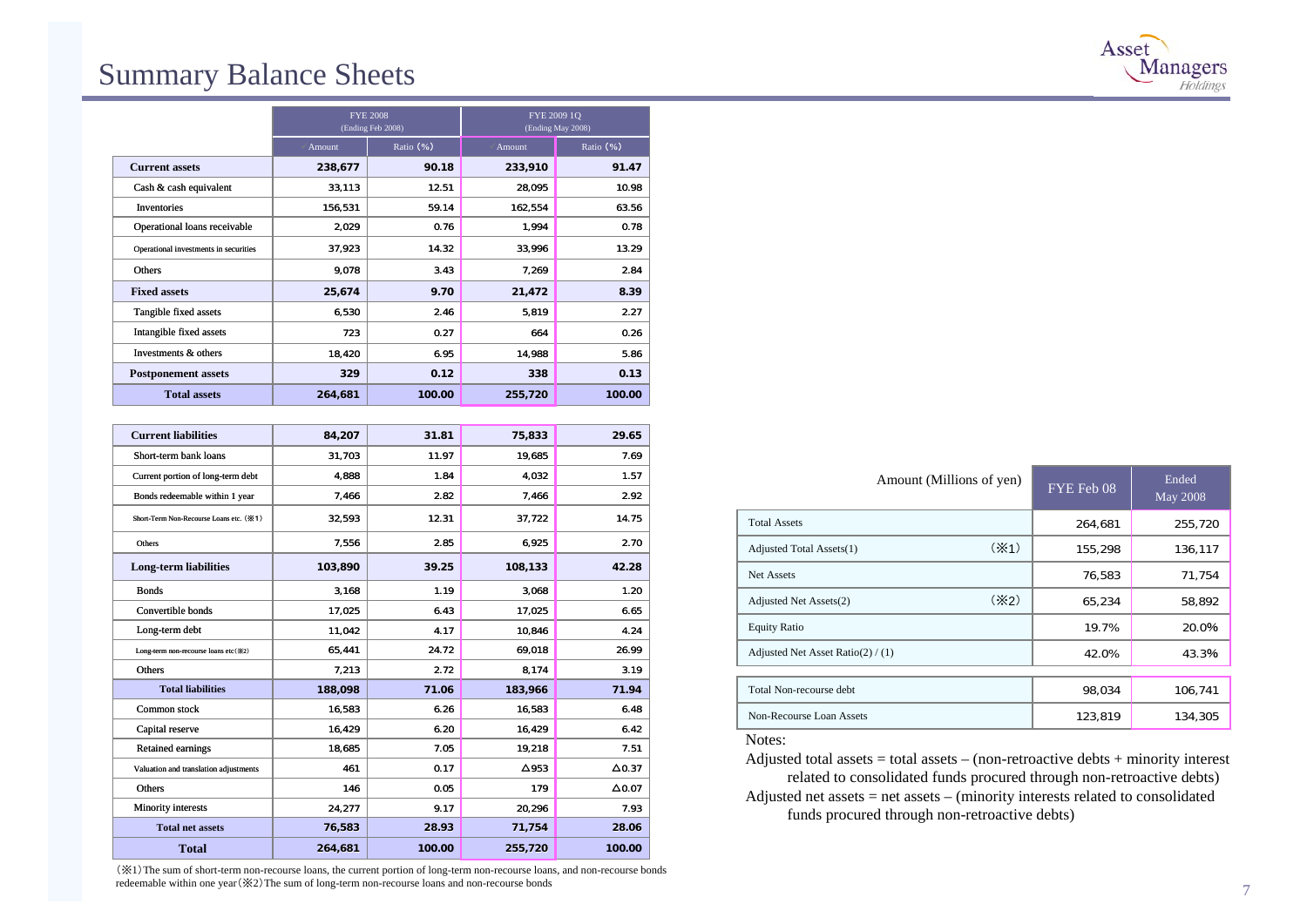# Summary Balance Sheets

| | FYE 2008 (Ending Feb 2008) | | FYE 2009 1Q (Ending May 2008) | |
|---|---|---|---|---|
| | Amount | Ratio (%) | Amount | Ratio (%) |
| **Current assets** | **238,677** | **90.18** | **233,910** | **91.47** |
| Cash & cash equivalent | 33,113 | 12.51 | 28,095 | 10.98 |
| Inventories | 156,531 | 59.14 | 162,554 | 63.56 |
| Operational loans receivable | 2,029 | 0.76 | 1,994 | 0.78 |
| Operational investments in securities | 37,923 | 14.32 | 33,996 | 13.29 |
| Others | 9,078 | 3.43 | 7,269 | 2.84 |
| **Fixed assets** | **25,674** | **9.70** | **21,472** | **8.39** |
| Tangible fixed assets | 6,530 | 2.46 | 5,819 | 2.27 |
| Intangible fixed assets | 723 | 0.27 | 664 | 0.26 |
| Investments & others | 18,420 | 6.95 | 14,988 | 5.86 |
| **Postponement assets** | **329** | **0.12** | **338** | **0.13** |
| **Total assets** | **264,681** | **100.00** | **255,720** | **100.00** |

| | FYE 2008 Amount | FYE 2008 Ratio (%) | FYE 2009 1Q Amount | FYE 2009 1Q Ratio (%) |
|---|---|---|---|---|
| **Current liabilities** | **84,207** | **31.81** | **75,833** | **29.65** |
| Short-term bank loans | 31,703 | 11.97 | 19,685 | 7.69 |
| Current portion of long-term debt | 4,888 | 1.84 | 4,032 | 1.57 |
| Bonds redeemable within 1 year | 7,466 | 2.82 | 7,466 | 2.92 |
| Short-Term Non-Recourse Loans etc. (※1) | 32,593 | 12.31 | 37,722 | 14.75 |
| Others | 7,556 | 2.85 | 6,925 | 2.70 |
| **Long-term liabilities** | **103,890** | **39.25** | **108,133** | **42.28** |
| Bonds | 3,168 | 1.19 | 3,068 | 1.20 |
| Convertible bonds | 17,025 | 6.43 | 17,025 | 6.65 |
| Long-term debt | 11,042 | 4.17 | 10,846 | 4.24 |
| Long-term non-recourse loans etc(※2) | 65,441 | 24.72 | 69,018 | 26.99 |
| Others | 7,213 | 2.72 | 8,174 | 3.19 |
| **Total liabilities** | **188,098** | **71.06** | **183,966** | **71.94** |
| Common stock | 16,583 | 6.26 | 16,583 | 6.48 |
| Capital reserve | 16,429 | 6.20 | 16,429 | 6.42 |
| Retained earnings | 18,685 | 7.05 | 19,218 | 7.51 |
| Valuation and translation adjustments | 461 | 0.17 | △953 | △0.37 |
| Others | 146 | 0.05 | 179 | △0.07 |
| Minority interests | 24,277 | 9.17 | 20,296 | 7.93 |
| **Total net assets** | **76,583** | **28.93** | **71,754** | **28.06** |
| **Total** | **264,681** | **100.00** | **255,720** | **100.00** |

(※1) The sum of short-term non-recourse loans, the current portion of long-term non-recourse loans, and non-recourse bonds redeemable within one year (※2) The sum of long-term non-recourse loans and non-recourse bonds

| Amount (Millions of yen) | FYE Feb 08 | Ended May 2008 |
|---|---|---|
| Total Assets | 264,681 | 255,720 |
| Adjusted Total Assets(1) (※1) | 155,298 | 136,117 |
| Net Assets | 76,583 | 71,754 |
| Adjusted Net Assets(2) (※2) | 65,234 | 58,892 |
| Equity Ratio | 19.7% | 20.0% |
| Adjusted Net Asset Ratio(2) / (1) | 42.0% | 43.3% |
| Total Non-recourse debt | 98,034 | 106,741 |
| Non-Recourse Loan Assets | 123,819 | 134,305 |

Notes:

Adjusted total assets = total assets – (non-retroactive debts + minority interest related to consolidated funds procured through non-retroactive debts)

Adjusted net assets = net assets – (minority interests related to consolidated funds procured through non-retroactive debts)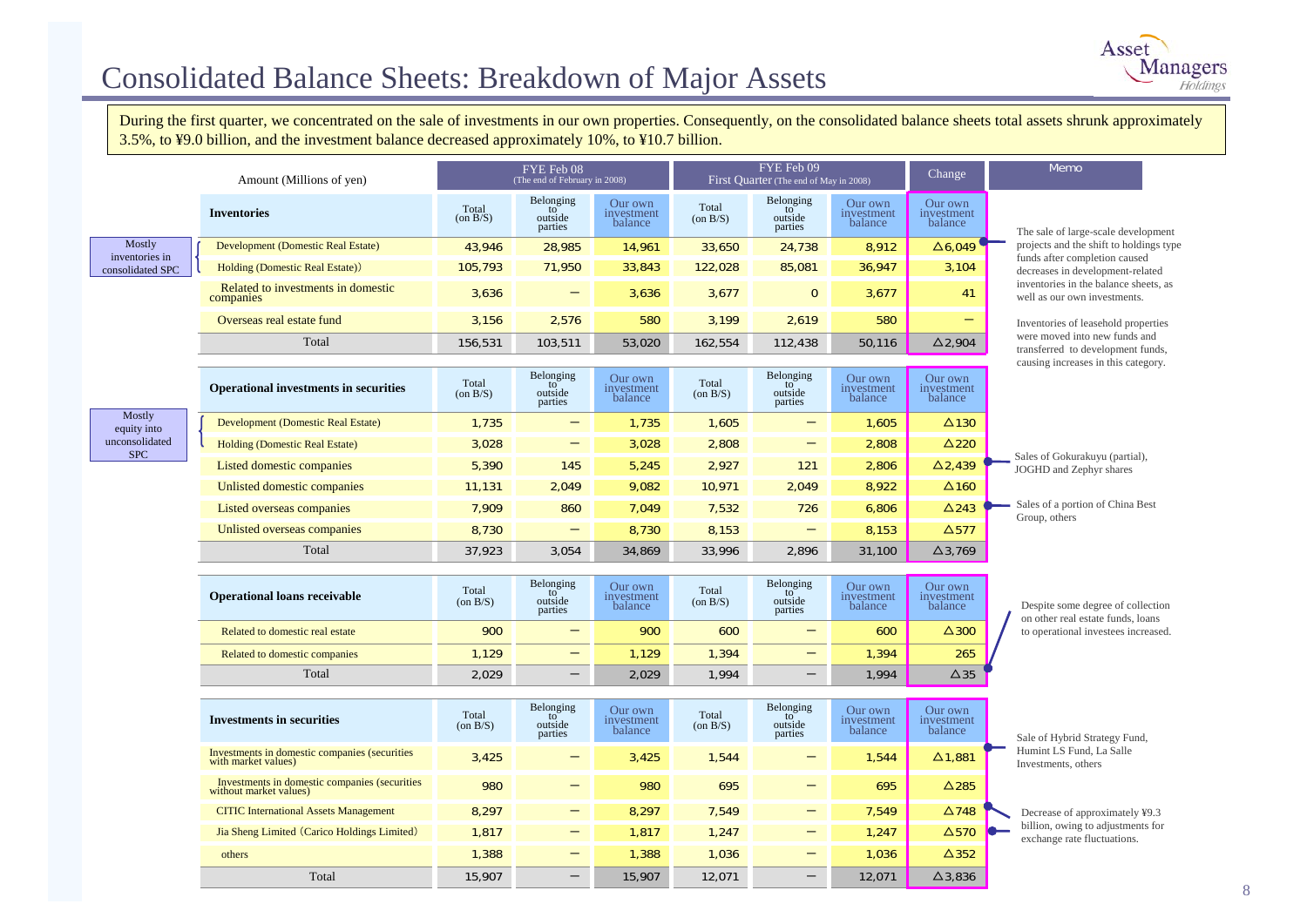# Consolidated Balance Sheets: Breakdown of Major Assets

During the first quarter, we concentrated on the sale of investments in our own properties. Consequently, on the consolidated balance sheets total assets shrunk approximately 3.5%, to ¥9.0 billion, and the investment balance decreased approximately 10%, to ¥10.7 billion.

| | Amount (Millions of yen) | FYE Feb 08 (The end of February in 2008) | | | FYE Feb 09 First Quarter (The end of May in 2008) | | | Change | Memo |
|---|---|---|---|---|---|---|---|---|---|
| | **Inventories** | Total (on B/S) | Belonging to outside parties | Our own investment balance | Total (on B/S) | Belonging to outside parties | Our own investment balance | Our own investment balance | |
| Mostly inventories in consolidated SPC | Development (Domestic Real Estate) | 43,946 | 28,985 | 14,961 | 33,650 | 24,738 | 8,912 | △6,049 | The sale of large-scale development projects and the shift to holdings type funds after completion caused decreases in development-related inventories in the balance sheets, as well as our own investments. |
| | Holding (Domestic Real Estate)) | 105,793 | 71,950 | 33,843 | 122,028 | 85,081 | 36,947 | 3,104 | Inventories of leasehold properties were moved into new funds and transferred to development funds, causing increases in this category. |
| | Related to investments in domestic companies | 3,636 | － | 3,636 | 3,677 | 0 | 3,677 | 41 | |
| | Overseas real estate fund | 3,156 | 2,576 | 580 | 3,199 | 2,619 | 580 | － | |
| | Total | 156,531 | 103,511 | 53,020 | 162,554 | 112,438 | 50,116 | △2,904 | |
| | **Operational investments in securities** | Total (on B/S) | Belonging to outside parties | Our own investment balance | Total (on B/S) | Belonging to outside parties | Our own investment balance | Our own investment balance | |
| Mostly equity into unconsolidated SPC | Development (Domestic Real Estate) | 1,735 | － | 1,735 | 1,605 | － | 1,605 | △130 | |
| | Holding (Domestic Real Estate) | 3,028 | － | 3,028 | 2,808 | － | 2,808 | △220 | |
| | Listed domestic companies | 5,390 | 145 | 5,245 | 2,927 | 121 | 2,806 | △2,439 | Sales of Gokurakuyu (partial), JOGHD and Zephyr shares |
| | Unlisted domestic companies | 11,131 | 2,049 | 9,082 | 10,971 | 2,049 | 8,922 | △160 | |
| | Listed overseas companies | 7,909 | 860 | 7,049 | 7,532 | 726 | 6,806 | △243 | Sales of a portion of China Best Group, others |
| | Unlisted overseas companies | 8,730 | － | 8,730 | 8,153 | － | 8,153 | △577 | |
| | Total | 37,923 | 3,054 | 34,869 | 33,996 | 2,896 | 31,100 | △3,769 | |
| | **Operational loans receivable** | Total (on B/S) | Belonging to outside parties | Our own investment balance | Total (on B/S) | Belonging to outside parties | Our own investment balance | Our own investment balance | |
| | Related to domestic real estate | 900 | － | 900 | 600 | － | 600 | △300 | |
| | Related to domestic companies | 1,129 | － | 1,129 | 1,394 | － | 1,394 | 265 | Despite some degree of collection on other real estate funds, loans to operational investees increased. |
| | Total | 2,029 | － | 2,029 | 1,994 | － | 1,994 | △35 | |
| | **Investments in securities** | Total (on B/S) | Belonging to outside parties | Our own investment balance | Total (on B/S) | Belonging to outside parties | Our own investment balance | Our own investment balance | |
| | Investments in domestic companies (securities with market values) | 3,425 | － | 3,425 | 1,544 | － | 1,544 | △1,881 | Sale of Hybrid Strategy Fund, Humint LS Fund, La Salle Investments, others |
| | Investments in domestic companies (securities without market values) | 980 | － | 980 | 695 | － | 695 | △285 | |
| | CITIC International Assets Management | 8,297 | － | 8,297 | 7,549 | － | 7,549 | △748 | Decrease of approximately ¥9.3 billion, owing to adjustments for exchange rate fluctuations. |
| | Jia Sheng Limited（Carico Holdings Limited） | 1,817 | － | 1,817 | 1,247 | － | 1,247 | △570 | |
| | others | 1,388 | － | 1,388 | 1,036 | － | 1,036 | △352 | |
| | Total | 15,907 | － | 15,907 | 12,071 | － | 12,071 | △3,836 | |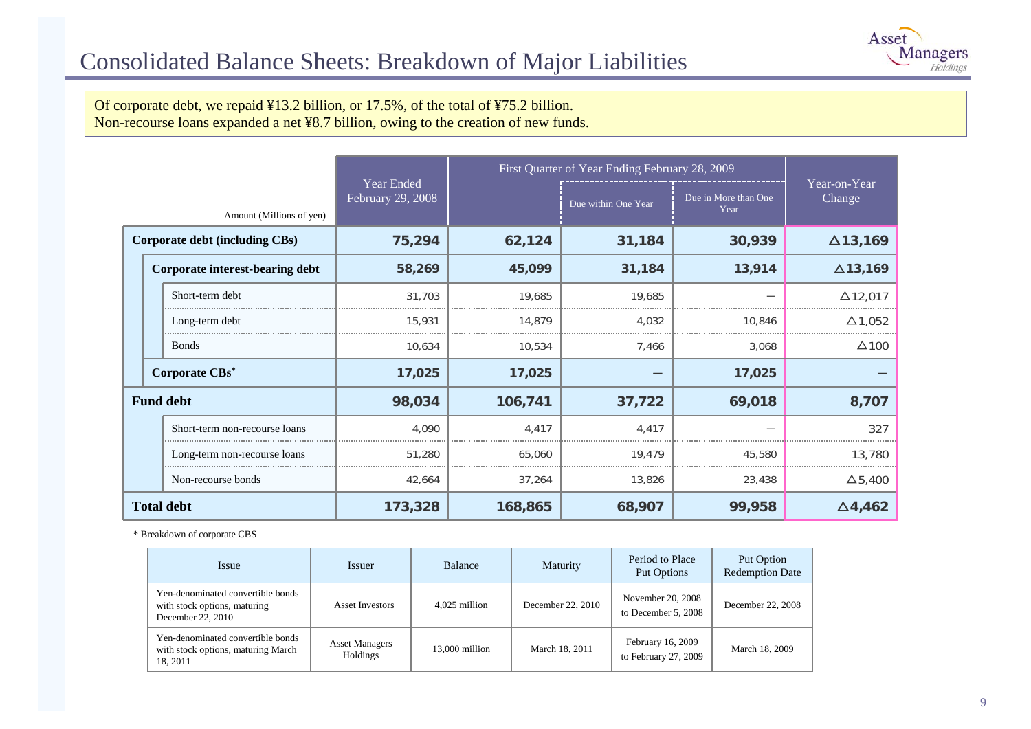# Consolidated Balance Sheets: Breakdown of Major Liabilities

Of corporate debt, we repaid ¥13.2 billion, or 17.5%, of the total of ¥75.2 billion.
Non-recourse loans expanded a net ¥8.7 billion, owing to the creation of new funds.

| Amount (Millions of yen) | Year Ended February 29, 2008 | First Quarter of Year Ending February 28, 2009 | | | Year-on-Year Change |
|---|---|---|---|---|---|
| | | | Due within One Year | Due in More than One Year | |
| **Corporate debt (including CBs)** | **75,294** | **62,124** | **31,184** | **30,939** | **△13,169** |
| **Corporate interest-bearing debt** | **58,269** | **45,099** | **31,184** | **13,914** | **△13,169** |
| Short-term debt | 31,703 | 19,685 | 19,685 | – | △12,017 |
| Long-term debt | 15,931 | 14,879 | 4,032 | 10,846 | △1,052 |
| Bonds | 10,634 | 10,534 | 7,466 | 3,068 | △100 |
| **Corporate CBs*** | **17,025** | **17,025** | **–** | **17,025** | **–** |
| **Fund debt** | **98,034** | **106,741** | **37,722** | **69,018** | **8,707** |
| Short-term non-recourse loans | 4,090 | 4,417 | 4,417 | – | 327 |
| Long-term non-recourse loans | 51,280 | 65,060 | 19,479 | 45,580 | 13,780 |
| Non-recourse bonds | 42,664 | 37,264 | 13,826 | 23,438 | △5,400 |
| **Total debt** | **173,328** | **168,865** | **68,907** | **99,958** | **△4,462** |

\* Breakdown of corporate CBS

| Issue | Issuer | Balance | Maturity | Period to Place Put Options | Put Option Redemption Date |
|---|---|---|---|---|---|
| Yen-denominated convertible bonds with stock options, maturing December 22, 2010 | Asset Investors | 4,025 million | December 22, 2010 | November 20, 2008 to December 5, 2008 | December 22, 2008 |
| Yen-denominated convertible bonds with stock options, maturing March 18, 2011 | Asset Managers Holdings | 13,000 million | March 18, 2011 | February 16, 2009 to February 27, 2009 | March 18, 2009 |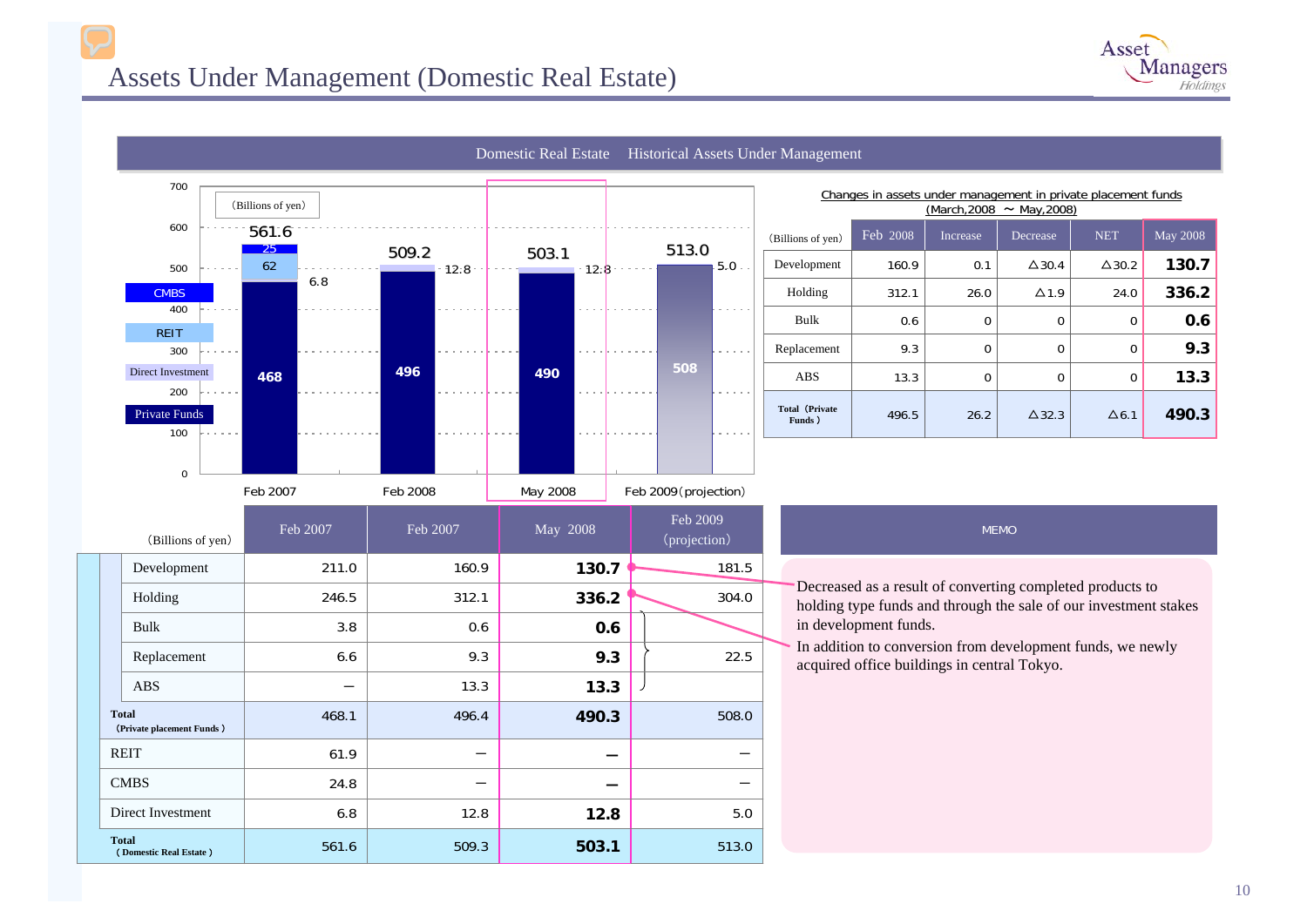# Assets Under Management (Domestic Real Estate)

## Domestic Real Estate Historical Assets Under Management

(Billions of yen)

| | Feb 2007 | Feb 2008 | May 2008 | Feb 2009 (projection) |
|---|---|---|---|---|
| Private Funds | 468 | 496 | 490 | 508 |
| Direct Investment | 6.8 | 12.8 | 12.8 | 5.0 |
| REIT | 62 | | | |
| CMBS | 25 | | | |
| Total | 561.6 | 509.2 | 503.1 | 513.0 |

**Changes in assets under management in private placement funds (March,2008 ～ May,2008)**

| (Billions of yen) | Feb 2008 | Increase | Decrease | NET | May 2008 |
|---|---|---|---|---|---|
| Development | 160.9 | 0.1 | △30.4 | △30.2 | **130.7** |
| Holding | 312.1 | 26.0 | △1.9 | 24.0 | **336.2** |
| Bulk | 0.6 | 0 | 0 | 0 | **0.6** |
| Replacement | 9.3 | 0 | 0 | 0 | **9.3** |
| ABS | 13.3 | 0 | 0 | 0 | **13.3** |
| Total (Private Funds) | 496.5 | 26.2 | △32.3 | △6.1 | **490.3** |

| (Billions of yen) | Feb 2007 | Feb 2007 | May 2008 | Feb 2009 (projection) |
|---|---|---|---|---|
| Development | 211.0 | 160.9 | **130.7** | 181.5 |
| Holding | 246.5 | 312.1 | **336.2** | 304.0 |
| Bulk | 3.8 | 0.6 | **0.6** | 22.5 |
| Replacement | 6.6 | 9.3 | **9.3** | |
| ABS | － | 13.3 | **13.3** | |
| Total (Private placement Funds) | 468.1 | 496.4 | **490.3** | 508.0 |
| REIT | 61.9 | － | **－** | － |
| CMBS | 24.8 | － | **－** | － |
| Direct Investment | 6.8 | 12.8 | **12.8** | 5.0 |
| Total (Domestic Real Estate) | 561.6 | 509.3 | **503.1** | 513.0 |

**MEMO**

- Development: Decreased as a result of converting completed products to holding type funds and through the sale of our investment stakes in development funds.
- Holding: In addition to conversion from development funds, we newly acquired office buildings in central Tokyo.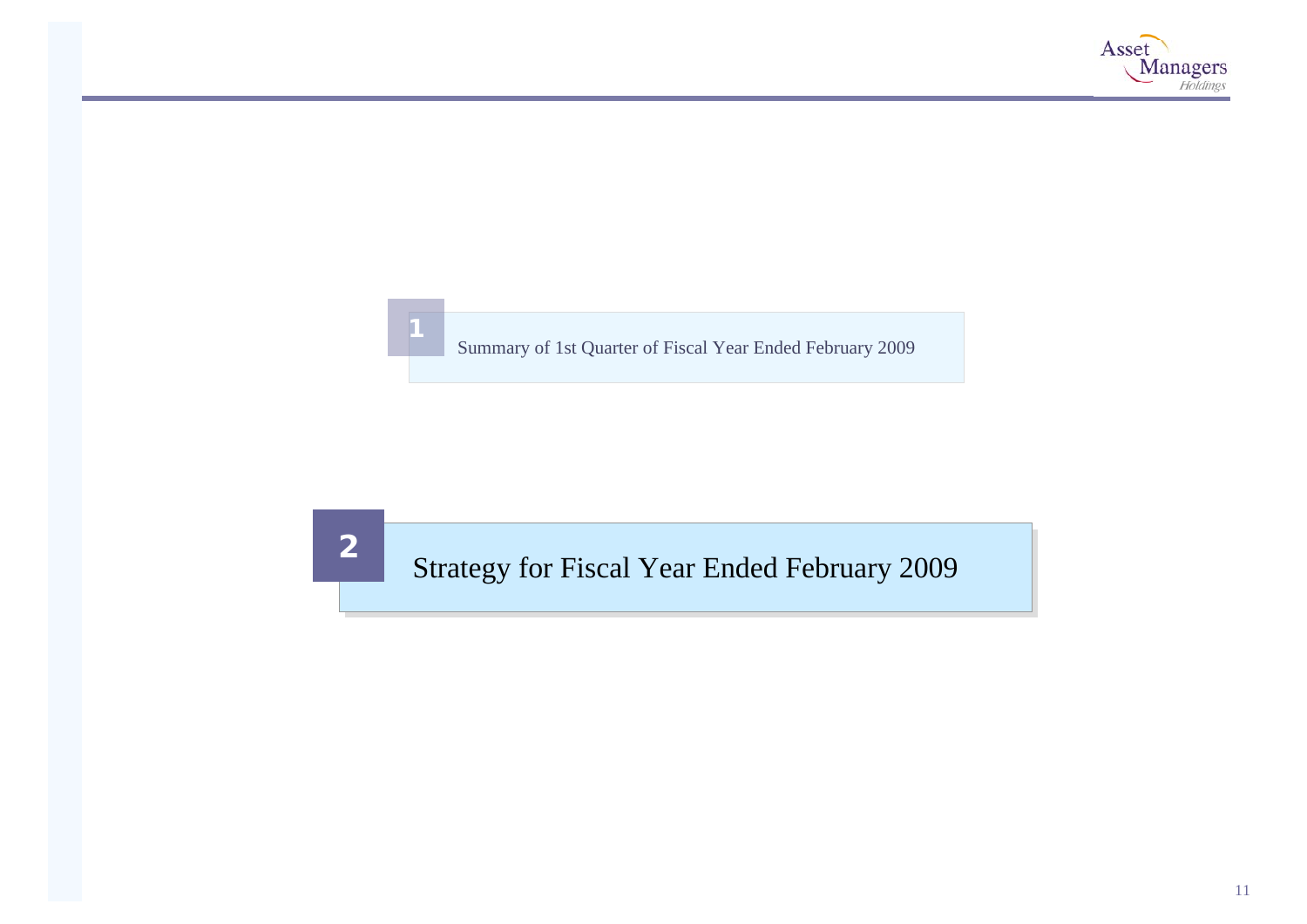1 Summary of 1st Quarter of Fiscal Year Ended February 2009

## 2 Strategy for Fiscal Year Ended February 2009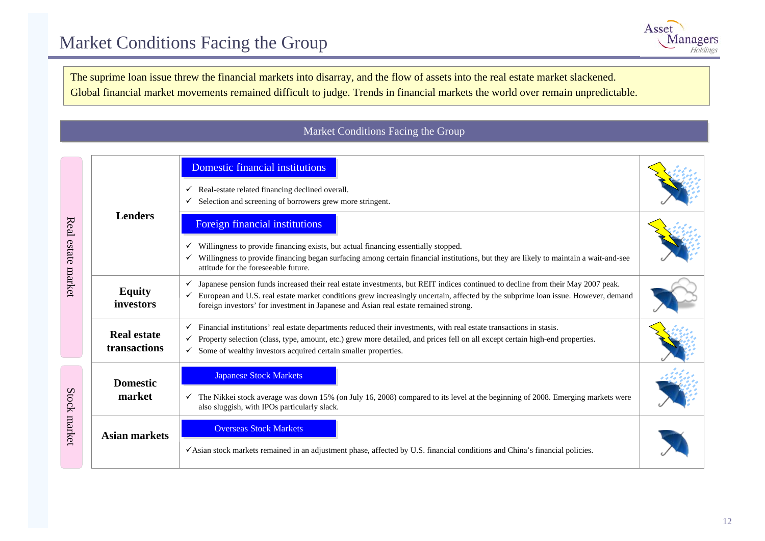# Market Conditions Facing the Group

The suprime loan issue threw the financial markets into disarray, and the flow of assets into the real estate market slackened.
Global financial market movements remained difficult to judge. Trends in financial markets the world over remain unpredictable.

## Market Conditions Facing the Group

| Market | Category | Conditions |
|---|---|---|
| Real estate market | Lenders | **Domestic financial institutions**<br>✓ Real-estate related financing declined overall.<br>✓ Selection and screening of borrowers grew more stringent. |
| | | **Foreign financial institutions**<br>✓ Willingness to provide financing exists, but actual financing essentially stopped.<br>✓ Willingness to provide financing began surfacing among certain financial institutions, but they are likely to maintain a wait-and-see attitude for the foreseeable future. |
| | Equity investors | ✓ Japanese pension funds increased their real estate investments, but REIT indices continued to decline from their May 2007 peak.<br>✓ European and U.S. real estate market conditions grew increasingly uncertain, affected by the subprime loan issue. However, demand foreign investors' for investment in Japanese and Asian real estate remained strong. |
| | Real estate transactions | ✓ Financial institutions' real estate departments reduced their investments, with real estate transactions in stasis.<br>✓ Property selection (class, type, amount, etc.) grew more detailed, and prices fell on all except certain high-end properties.<br>✓ Some of wealthy investors acquired certain smaller properties. |
| Stock market | Domestic market | **Japanese Stock Markets**<br>✓ The Nikkei stock average was down 15% (on July 16, 2008) compared to its level at the beginning of 2008. Emerging markets were also sluggish, with IPOs particularly slack. |
| | Asian markets | **Overseas Stock Markets**<br>✓Asian stock markets remained in an adjustment phase, affected by U.S. financial conditions and China's financial policies. |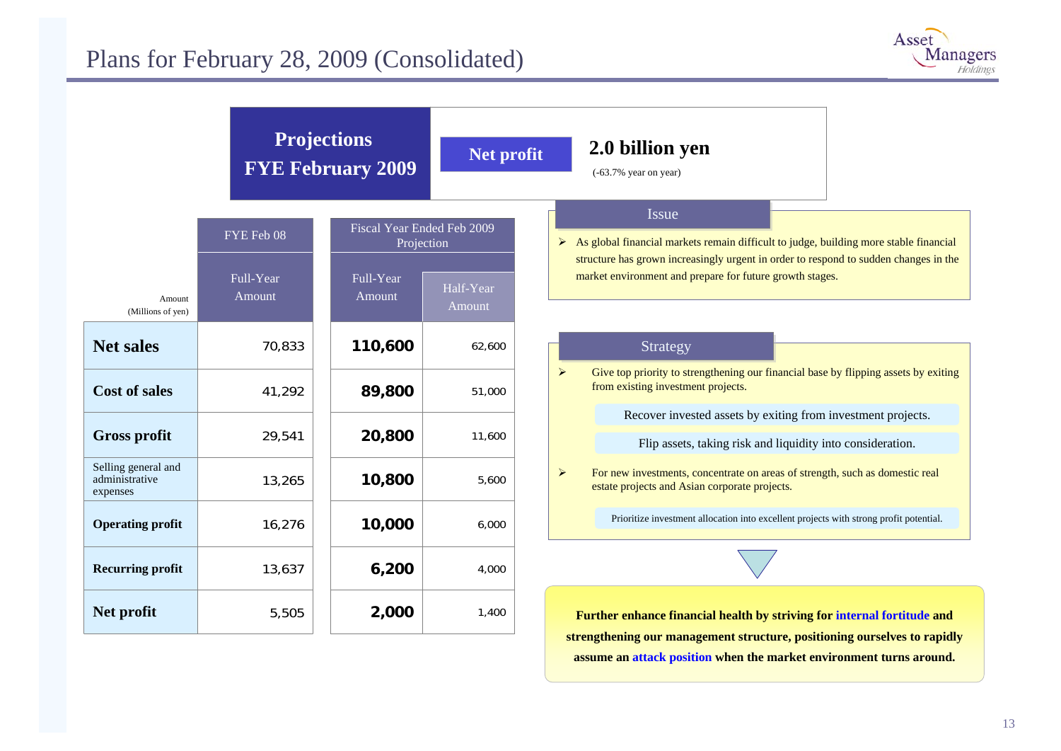# Plans for February 28, 2009 (Consolidated)

**Projections FYE February 2009**

**Net profit** — **2.0 billion yen** (-63.7% year on year)

| Amount (Millions of yen) | FYE Feb 08 | Fiscal Year Ended Feb 2009 Projection | |
|---|---|---|---|
| | Full-Year Amount | Full-Year Amount | Half-Year Amount |
| **Net sales** | 70,833 | **110,600** | 62,600 |
| **Cost of sales** | 41,292 | **89,800** | 51,000 |
| **Gross profit** | 29,541 | **20,800** | 11,600 |
| Selling general and administrative expenses | 13,265 | **10,800** | 5,600 |
| **Operating profit** | 16,276 | **10,000** | 6,000 |
| **Recurring profit** | 13,637 | **6,200** | 4,000 |
| **Net profit** | 5,505 | **2,000** | 1,400 |

## Issue

- As global financial markets remain difficult to judge, building more stable financial structure has grown increasingly urgent in order to respond to sudden changes in the market environment and prepare for future growth stages.

## Strategy

- Give top priority to strengthening our financial base by flipping assets by exiting from existing investment projects.
  - Recover invested assets by exiting from investment projects.
  - Flip assets, taking risk and liquidity into consideration.
- For new investments, concentrate on areas of strength, such as domestic real estate projects and Asian corporate projects.
  - Prioritize investment allocation into excellent projects with strong profit potential.

**Further enhance financial health by striving for internal fortitude and strengthening our management structure, positioning ourselves to rapidly assume an attack position when the market environment turns around.**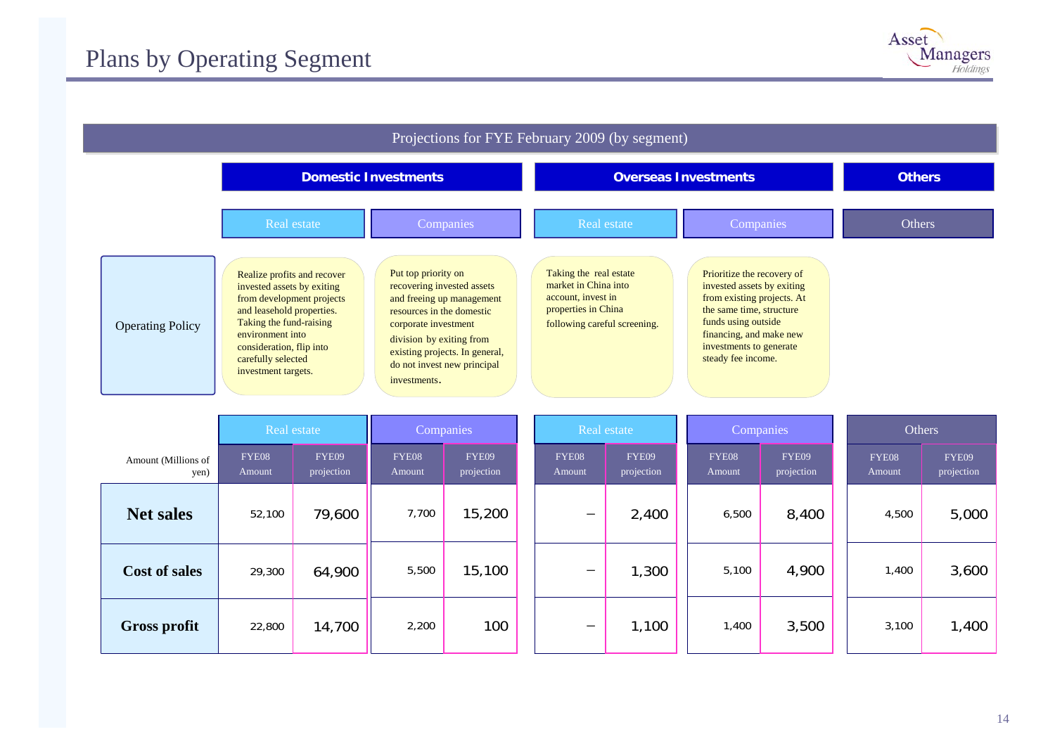# Plans by Operating Segment

## Projections for FYE February 2009 (by segment)

| | Domestic Investments | | Overseas Investments | | Others |
|---|---|---|---|---|---|
| | Real estate | Companies | Real estate | Companies | Others |
| Operating Policy | Realize profits and recover invested assets by exiting from development projects and leasehold properties. Taking the fund-raising environment into consideration, flip into carefully selected investment targets. | Put top priority on recovering invested assets and freeing up management resources in the domestic corporate investment division by exiting from existing projects. In general, do not invest new principal investments. | Taking the real estate market in China into account, invest in properties in China following careful screening. | Prioritize the recovery of invested assets by exiting from existing projects. At the same time, structure funds using outside financing, and make new investments to generate steady fee income. | |

| Amount (Millions of yen) | Real estate | | Companies | | Real estate | | Companies | | Others | |
|---|---|---|---|---|---|---|---|---|---|---|
| | FYE08 Amount | FYE09 projection | FYE08 Amount | FYE09 projection | FYE08 Amount | FYE09 projection | FYE08 Amount | FYE09 projection | FYE08 Amount | FYE09 projection |
| **Net sales** | 52,100 | 79,600 | 7,700 | 15,200 | – | 2,400 | 6,500 | 8,400 | 4,500 | 5,000 |
| **Cost of sales** | 29,300 | 64,900 | 5,500 | 15,100 | – | 1,300 | 5,100 | 4,900 | 1,400 | 3,600 |
| **Gross profit** | 22,800 | 14,700 | 2,200 | 100 | – | 1,100 | 1,400 | 3,500 | 3,100 | 1,400 |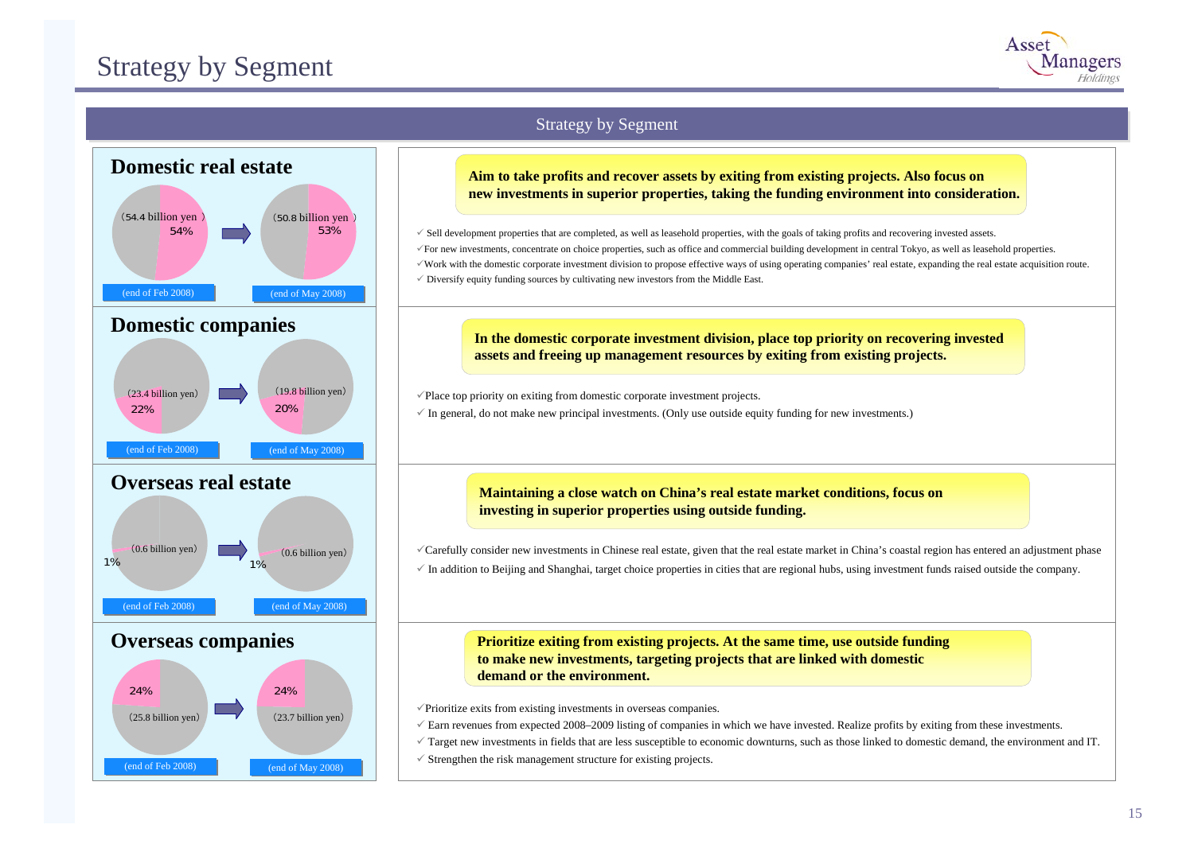# Strategy by Segment

## Strategy by Segment

### Domestic real estate

(54.4 billion yen) 54% (end of Feb 2008) → (50.8 billion yen) 53% (end of May 2008)

**Aim to take profits and recover assets by exiting from existing projects. Also focus on new investments in superior properties, taking the funding environment into consideration.**

- ✓ Sell development properties that are completed, as well as leasehold properties, with the goals of taking profits and recovering invested assets.
- ✓ For new investments, concentrate on choice properties, such as office and commercial building development in central Tokyo, as well as leasehold properties.
- ✓ Work with the domestic corporate investment division to propose effective ways of using operating companies' real estate, expanding the real estate acquisition route.
- ✓ Diversify equity funding sources by cultivating new investors from the Middle East.

### Domestic companies

(23.4 billion yen) 22% (end of Feb 2008) → (19.8 billion yen) 20% (end of May 2008)

**In the domestic corporate investment division, place top priority on recovering invested assets and freeing up management resources by exiting from existing projects.**

- ✓ Place top priority on exiting from domestic corporate investment projects.
- ✓ In general, do not make new principal investments. (Only use outside equity funding for new investments.)

### Overseas real estate

(0.6 billion yen) 1% (end of Feb 2008) → (0.6 billion yen) 1% (end of May 2008)

**Maintaining a close watch on China's real estate market conditions, focus on investing in superior properties using outside funding.**

- ✓ Carefully consider new investments in Chinese real estate, given that the real estate market in China's coastal region has entered an adjustment phase
- ✓ In addition to Beijing and Shanghai, target choice properties in cities that are regional hubs, using investment funds raised outside the company.

### Overseas companies

(25.8 billion yen) 24% (end of Feb 2008) → (23.7 billion yen) 24% (end of May 2008)

**Prioritize exiting from existing projects. At the same time, use outside funding to make new investments, targeting projects that are linked with domestic demand or the environment.**

- ✓ Prioritize exits from existing investments in overseas companies.
- ✓ Earn revenues from expected 2008–2009 listing of companies in which we have invested. Realize profits by exiting from these investments.
- ✓ Target new investments in fields that are less susceptible to economic downturns, such as those linked to domestic demand, the environment and IT.
- ✓ Strengthen the risk management structure for existing projects.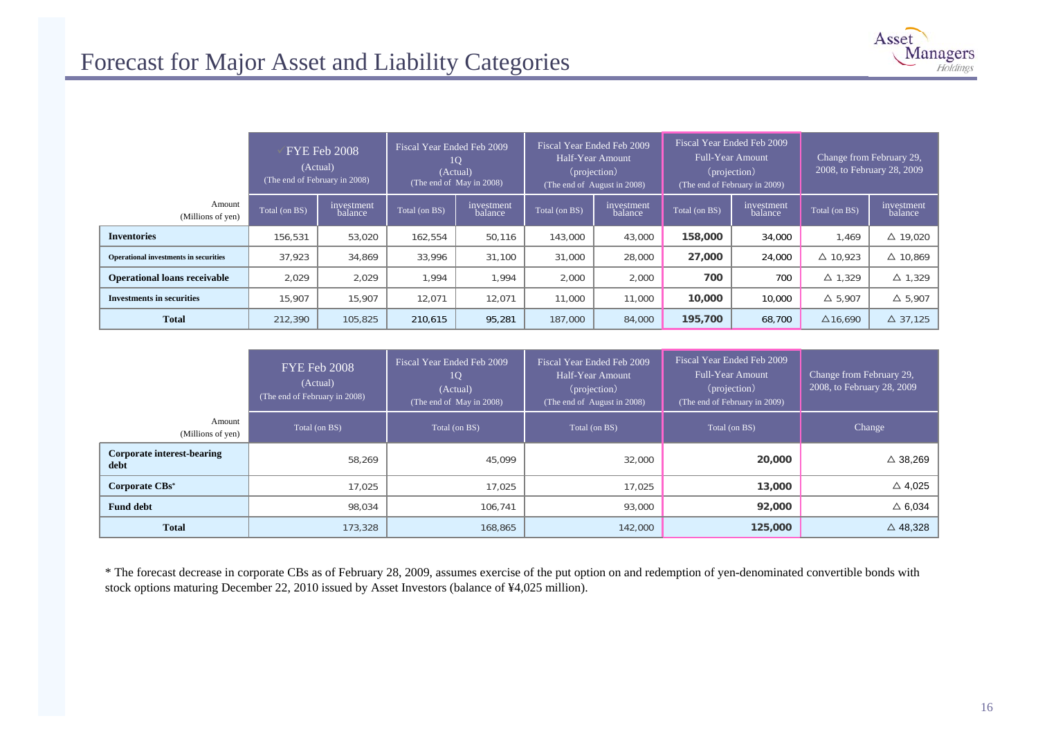# Forecast for Major Asset and Liability Categories

| Amount (Millions of yen) | FYE Feb 2008 (Actual) (The end of February in 2008) | | Fiscal Year Ended Feb 2009 1Q (Actual) (The end of May in 2008) | | Fiscal Year Ended Feb 2009 Half-Year Amount (projection) (The end of August in 2008) | | Fiscal Year Ended Feb 2009 Full-Year Amount (projection) (The end of February in 2009) | | Change from February 29, 2008, to February 28, 2009 | |
|---|---|---|---|---|---|---|---|---|---|---|
| | Total (on BS) | investment balance | Total (on BS) | investment balance | Total (on BS) | investment balance | Total (on BS) | investment balance | Total (on BS) | investment balance |
| **Inventories** | 156,531 | 53,020 | 162,554 | 50,116 | 143,000 | 43,000 | **158,000** | 34,000 | 1,469 | △ 19,020 |
| **Operational investments in securities** | 37,923 | 34,869 | 33,996 | 31,100 | 31,000 | 28,000 | **27,000** | 24,000 | △ 10,923 | △ 10,869 |
| **Operational loans receivable** | 2,029 | 2,029 | 1,994 | 1,994 | 2,000 | 2,000 | **700** | 700 | △ 1,329 | △ 1,329 |
| **Investments in securities** | 15,907 | 15,907 | 12,071 | 12,071 | 11,000 | 11,000 | **10,000** | 10,000 | △ 5,907 | △ 5,907 |
| **Total** | 212,390 | 105,825 | 210,615 | 95,281 | 187,000 | 84,000 | **195,700** | 68,700 | △16,690 | △ 37,125 |

| Amount (Millions of yen) | FYE Feb 2008 (Actual) (The end of February in 2008) | Fiscal Year Ended Feb 2009 1Q (Actual) (The end of May in 2008) | Fiscal Year Ended Feb 2009 Half-Year Amount (projection) (The end of August in 2008) | Fiscal Year Ended Feb 2009 Full-Year Amount (projection) (The end of February in 2009) | Change from February 29, 2008, to February 28, 2009 |
|---|---|---|---|---|---|
| | Total (on BS) | Total (on BS) | Total (on BS) | Total (on BS) | Change |
| **Corporate interest-bearing debt** | 58,269 | 45,099 | 32,000 | **20,000** | △ 38,269 |
| **Corporate CBs*** | 17,025 | 17,025 | 17,025 | **13,000** | △ 4,025 |
| **Fund debt** | 98,034 | 106,741 | 93,000 | **92,000** | △ 6,034 |
| **Total** | 173,328 | 168,865 | 142,000 | **125,000** | △ 48,328 |

* The forecast decrease in corporate CBs as of February 28, 2009, assumes exercise of the put option on and redemption of yen-denominated convertible bonds with stock options maturing December 22, 2010 issued by Asset Investors (balance of ¥4,025 million).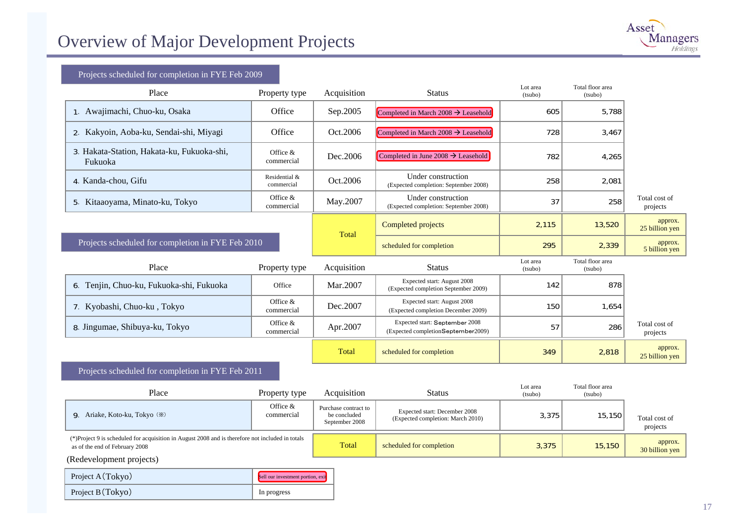# Overview of Major Development Projects

## Projects scheduled for completion in FYE Feb 2009

| Place | Property type | Acquisition | Status | Lot area (tsubo) | Total floor area (tsubo) | |
|---|---|---|---|---|---|---|
| 1. Awajimachi, Chuo-ku, Osaka | Office | Sep.2005 | Completed in March 2008 → Leasehold | 605 | 5,788 | |
| 2. Kakyoin, Aoba-ku, Sendai-shi, Miyagi | Office | Oct.2006 | Completed in March 2008 → Leasehold | 728 | 3,467 | |
| 3. Hakata-Station, Hakata-ku, Fukuoka-shi, Fukuoka | Office & commercial | Dec.2006 | Completed in June 2008 → Leasehold | 782 | 4,265 | |
| 4. Kanda-chou, Gifu | Residential & commercial | Oct.2006 | Under construction (Expected completion: September 2008) | 258 | 2,081 | |
| 5. Kitaaoyama, Minato-ku, Tokyo | Office & commercial | May.2007 | Under construction (Expected completion: September 2008) | 37 | 258 | Total cost of projects |
| | | Total | Completed projects | 2,115 | 13,520 | approx. 25 billion yen |
| | | | scheduled for completion | 295 | 2,339 | approx. 5 billion yen |

## Projects scheduled for completion in FYE Feb 2010

| Place | Property type | Acquisition | Status | Lot area (tsubo) | Total floor area (tsubo) | |
|---|---|---|---|---|---|---|
| 6. Tenjin, Chuo-ku, Fukuoka-shi, Fukuoka | Office | Mar.2007 | Expected start: August 2008 (Expected completion September 2009) | 142 | 878 | |
| 7. Kyobashi, Chuo-ku , Tokyo | Office & commercial | Dec.2007 | Expected start: August 2008 (Expected completion December 2009) | 150 | 1,654 | |
| 8. Jingumae, Shibuya-ku, Tokyo | Office & commercial | Apr.2007 | Expected start: September 2008 (Expected completionSeptember2009) | 57 | 286 | Total cost of projects |
| | | Total | scheduled for completion | 349 | 2,818 | approx. 25 billion yen |

## Projects scheduled for completion in FYE Feb 2011

| Place | Property type | Acquisition | Status | Lot area (tsubo) | Total floor area (tsubo) | |
|---|---|---|---|---|---|---|
| 9. Ariake, Koto-ku, Tokyo（※） | Office & commercial | Purchase contract to be concluded September 2008 | Expected start: December 2008 (Expected completion: March 2010) | 3,375 | 15,150 | Total cost of projects |
| | | Total | scheduled for completion | 3,375 | 15,150 | approx. 30 billion yen |

(*)Project 9 is scheduled for acquisition in August 2008 and is therefore not included in totals as of the end of February 2008

(Redevelopment projects)

| | |
|---|---|
| Project A（Tokyo） | Sell our investment portion, exit |
| Project B（Tokyo） | In progress |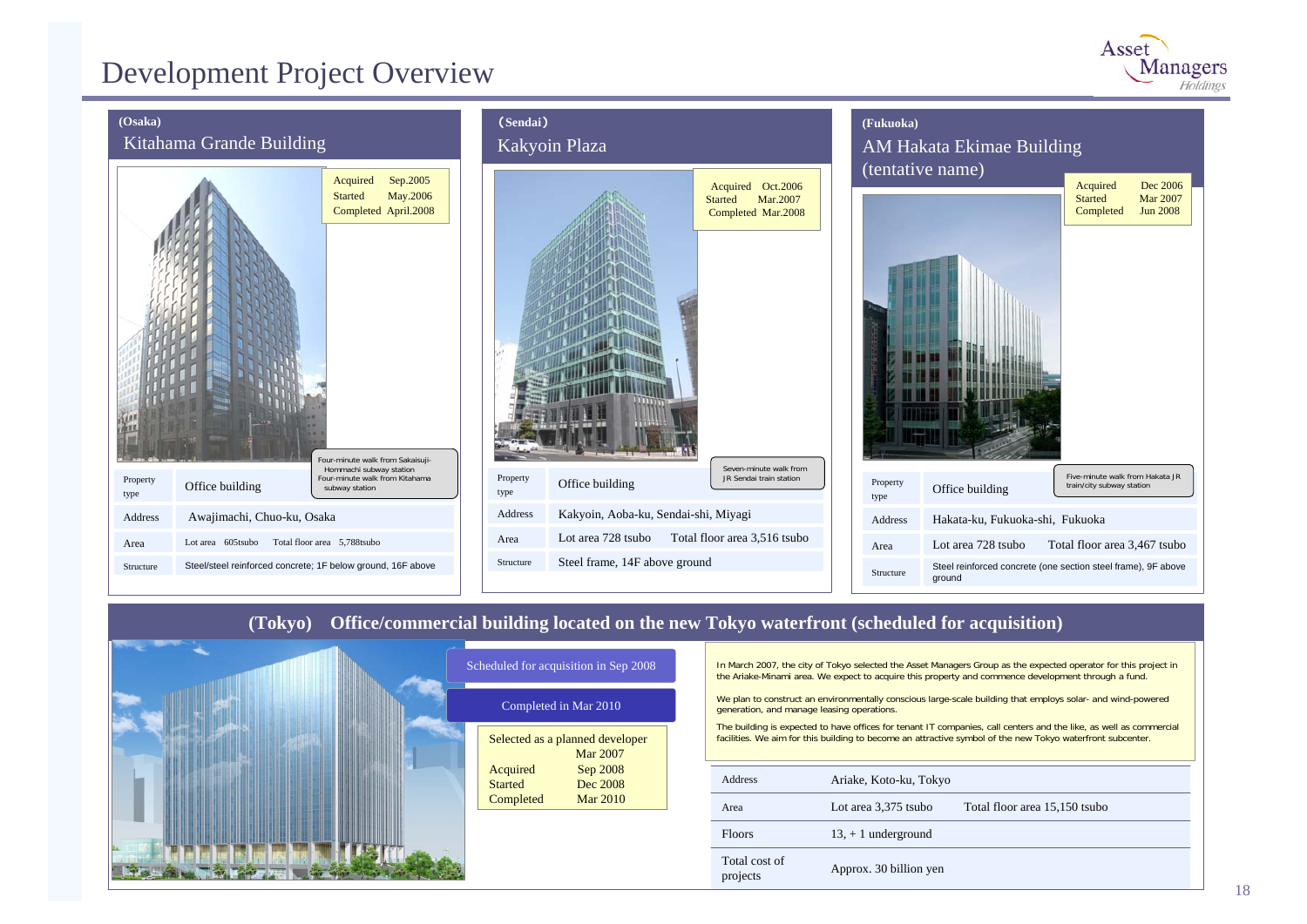# Development Project Overview

## (Osaka) Kitahama Grande Building

Acquired Sep.2005
Started May.2006
Completed April.2008

Four-minute walk from Sakaisuji-Hommachi subway station
Four-minute walk from Kitahama subway station

| Property type | Office building |
|---|---|
| Address | Awajimachi, Chuo-ku, Osaka |
| Area | Lot area 605tsubo  Total floor area 5,788tsubo |
| Structure | Steel/steel reinforced concrete; 1F below ground, 16F above |

## (Sendai) Kakyoin Plaza

Acquired Oct.2006
Started Mar.2007
Completed Mar.2008

Seven-minute walk from JR Sendai train station

| Property type | Office building |
|---|---|
| Address | Kakyoin, Aoba-ku, Sendai-shi, Miyagi |
| Area | Lot area 728 tsubo  Total floor area 3,516 tsubo |
| Structure | Steel frame, 14F above ground |

## (Fukuoka) AM Hakata Ekimae Building (tentative name)

Acquired Dec 2006
Started Mar 2007
Completed Jun 2008

Five-minute walk from Hakata JR train/city subway station

| Property type | Office building |
|---|---|
| Address | Hakata-ku, Fukuoka-shi, Fukuoka |
| Area | Lot area 728 tsubo  Total floor area 3,467 tsubo |
| Structure | Steel reinforced concrete (one section steel frame), 9F above ground |

## (Tokyo) Office/commercial building located on the new Tokyo waterfront (scheduled for acquisition)

Scheduled for acquisition in Sep 2008

Completed in Mar 2010

| | |
|---|---|
| Selected as a planned developer | Mar 2007 |
| Acquired | Sep 2008 |
| Started | Dec 2008 |
| Completed | Mar 2010 |

In March 2007, the city of Tokyo selected the Asset Managers Group as the expected operator for this project in the Ariake-Minami area. We expect to acquire this property and commence development through a fund.

We plan to construct an environmentally conscious large-scale building that employs solar- and wind-powered generation, and manage leasing operations.

The building is expected to have offices for tenant IT companies, call centers and the like, as well as commercial facilities. We aim for this building to become an attractive symbol of the new Tokyo waterfront subcenter.

| Address | Ariake, Koto-ku, Tokyo |
|---|---|
| Area | Lot area 3,375 tsubo  Total floor area 15,150 tsubo |
| Floors | 13, + 1 underground |
| Total cost of projects | Approx. 30 billion yen |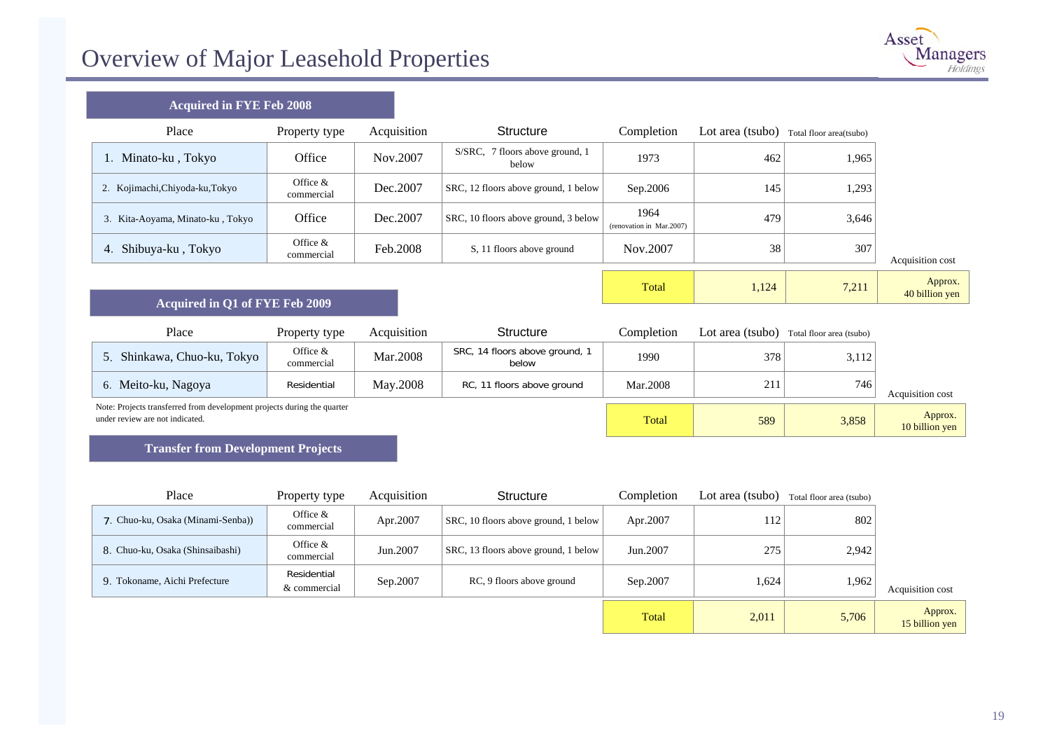# Overview of Major Leasehold Properties

## Acquired in FYE Feb 2008

| Place | Property type | Acquisition | Structure | Completion | Lot area (tsubo) | Total floor area(tsubo) | |
|---|---|---|---|---|---|---|---|
| 1. Minato-ku , Tokyo | Office | Nov.2007 | S/SRC, 7 floors above ground, 1 below | 1973 | 462 | 1,965 | |
| 2. Kojimachi,Chiyoda-ku,Tokyo | Office & commercial | Dec.2007 | SRC, 12 floors above ground, 1 below | Sep.2006 | 145 | 1,293 | |
| 3. Kita-Aoyama, Minato-ku , Tokyo | Office | Dec.2007 | SRC, 10 floors above ground, 3 below | 1964 (renovation in Mar.2007) | 479 | 3,646 | |
| 4. Shibuya-ku , Tokyo | Office & commercial | Feb.2008 | S, 11 floors above ground | Nov.2007 | 38 | 307 | Acquisition cost |
| | | | | Total | 1,124 | 7,211 | Approx. 40 billion yen |

## Acquired in Q1 of FYE Feb 2009

| Place | Property type | Acquisition | Structure | Completion | Lot area (tsubo) | Total floor area (tsubo) | |
|---|---|---|---|---|---|---|---|
| 5. Shinkawa, Chuo-ku, Tokyo | Office & commercial | Mar.2008 | SRC, 14 floors above ground, 1 below | 1990 | 378 | 3,112 | |
| 6. Meito-ku, Nagoya | Residential | May.2008 | RC, 11 floors above ground | Mar.2008 | 211 | 746 | Acquisition cost |
| | | | | Total | 589 | 3,858 | Approx. 10 billion yen |

Note: Projects transferred from development projects during the quarter under review are not indicated.

## Transfer from Development Projects

| Place | Property type | Acquisition | Structure | Completion | Lot area (tsubo) | Total floor area (tsubo) | |
|---|---|---|---|---|---|---|---|
| 7. Chuo-ku, Osaka (Minami-Senba)) | Office & commercial | Apr.2007 | SRC, 10 floors above ground, 1 below | Apr.2007 | 112 | 802 | |
| 8. Chuo-ku, Osaka (Shinsaibashi) | Office & commercial | Jun.2007 | SRC, 13 floors above ground, 1 below | Jun.2007 | 275 | 2,942 | |
| 9. Tokoname, Aichi Prefecture | Residential & commercial | Sep.2007 | RC, 9 floors above ground | Sep.2007 | 1,624 | 1,962 | Acquisition cost |
| | | | | Total | 2,011 | 5,706 | Approx. 15 billion yen |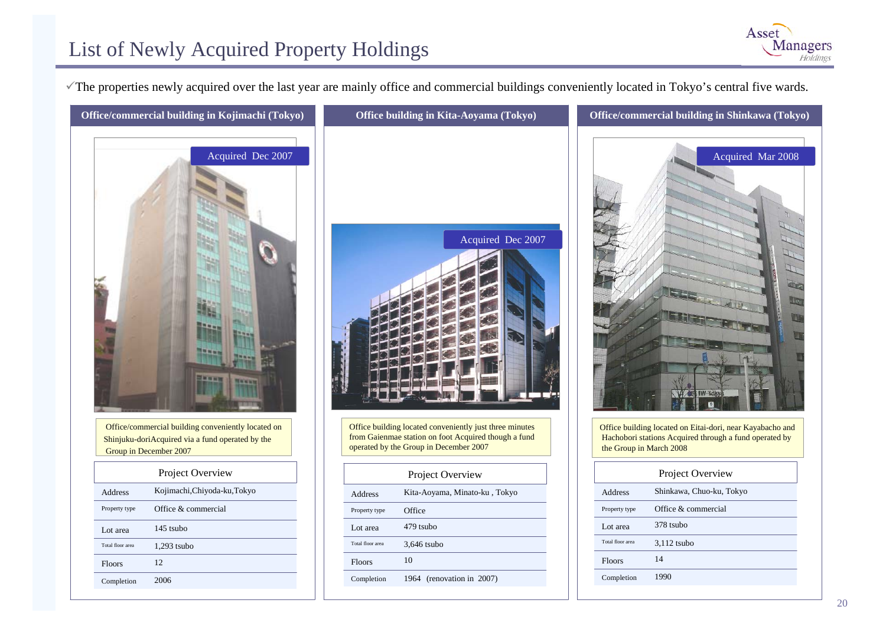# List of Newly Acquired Property Holdings

✓The properties newly acquired over the last year are mainly office and commercial buildings conveniently located in Tokyo's central five wards.

## Office/commercial building in Kojimachi (Tokyo)

Acquired Dec 2007

Office/commercial building conveniently located on Shinjuku-doriAcquired via a fund operated by the Group in December 2007

| Project Overview | |
|---|---|
| Address | Kojimachi,Chiyoda-ku,Tokyo |
| Property type | Office & commercial |
| Lot area | 145 tsubo |
| Total floor area | 1,293 tsubo |
| Floors | 12 |
| Completion | 2006 |

## Office building in Kita-Aoyama (Tokyo)

Acquired Dec 2007

Office building located conveniently just three minutes from Gaienmae station on foot Acquired though a fund operated by the Group in December 2007

| Project Overview | |
|---|---|
| Address | Kita-Aoyama, Minato-ku , Tokyo |
| Property type | Office |
| Lot area | 479 tsubo |
| Total floor area | 3,646 tsubo |
| Floors | 10 |
| Completion | 1964 (renovation in 2007) |

## Office/commercial building in Shinkawa (Tokyo)

Acquired Mar 2008

Office building located on Eitai-dori, near Kayabacho and Hachobori stations Acquired through a fund operated by the Group in March 2008

| Project Overview | |
|---|---|
| Address | Shinkawa, Chuo-ku, Tokyo |
| Property type | Office & commercial |
| Lot area | 378 tsubo |
| Total floor area | 3,112 tsubo |
| Floors | 14 |
| Completion | 1990 |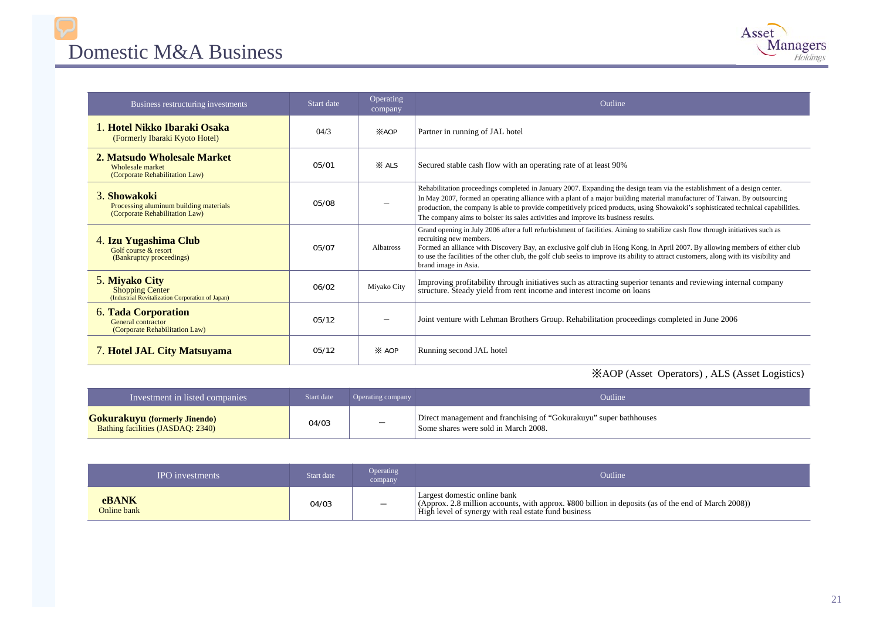# Domestic M&A Business

| Business restructuring investments | Start date | Operating company | Outline |
|---|---|---|---|
| 1. **Hotel Nikko Ibaraki Osaka** (Formerly Ibaraki Kyoto Hotel) | 04/3 | ※AOP | Partner in running of JAL hotel |
| **2. Matsudo Wholesale Market** Wholesale market (Corporate Rehabilitation Law) | 05/01 | ※ ALS | Secured stable cash flow with an operating rate of at least 90% |
| 3. **Showakoki** Processing aluminum building materials (Corporate Rehabilitation Law) | 05/08 | – | Rehabilitation proceedings completed in January 2007. Expanding the design team via the establishment of a design center. In May 2007, formed an operating alliance with a plant of a major building material manufacturer of Taiwan. By outsourcing production, the company is able to provide competitively priced products, using Showakoki's sophisticated technical capabilities. The company aims to bolster its sales activities and improve its business results. |
| 4. **Izu Yugashima Club** Golf course & resort (Bankruptcy proceedings) | 05/07 | Albatross | Grand opening in July 2006 after a full refurbishment of facilities. Aiming to stabilize cash flow through initiatives such as recruiting new members. Formed an alliance with Discovery Bay, an exclusive golf club in Hong Kong, in April 2007. By allowing members of either club to use the facilities of the other club, the golf club seeks to improve its ability to attract customers, along with its visibility and brand image in Asia. |
| 5. **Miyako City** Shopping Center (Industrial Revitalization Corporation of Japan) | 06/02 | Miyako City | Improving profitability through initiatives such as attracting superior tenants and reviewing internal company structure. Steady yield from rent income and interest income on loans |
| 6. **Tada Corporation** General contractor (Corporate Rehabilitation Law) | 05/12 | – | Joint venture with Lehman Brothers Group. Rehabilitation proceedings completed in June 2006 |
| 7. **Hotel JAL City Matsuyama** | 05/12 | ※ AOP | Running second JAL hotel |

※AOP (Asset Operators) , ALS (Asset Logistics)

| Investment in listed companies | Start date | Operating company | Outline |
|---|---|---|---|
| **Gokurakuyu (formerly Jinendo)** Bathing facilities (JASDAQ: 2340) | 04/03 | – | Direct management and franchising of "Gokurakuyu" super bathhouses. Some shares were sold in March 2008. |

| IPO investments | Start date | Operating company | Outline |
|---|---|---|---|
| **eBANK** Online bank | 04/03 | – | Largest domestic online bank (Approx. 2.8 million accounts, with approx. ¥800 billion in deposits (as of the end of March 2008)) High level of synergy with real estate fund business |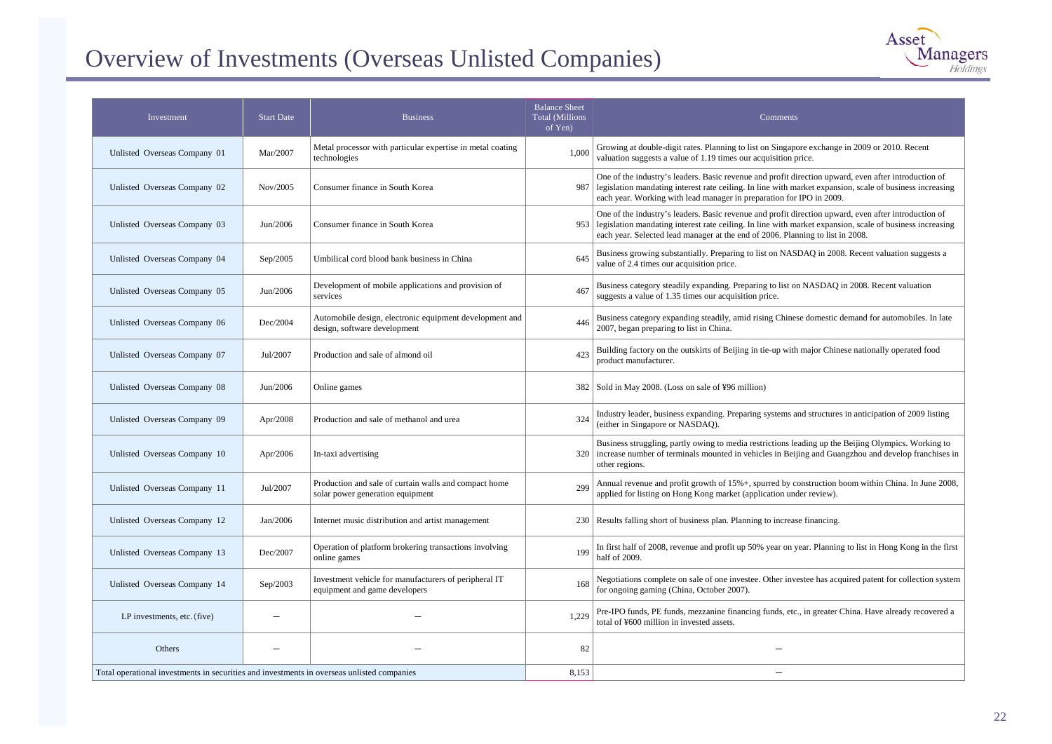# Overview of Investments (Overseas Unlisted Companies)

| Investment | Start Date | Business | Balance Sheet Total (Millions of Yen) | Comments |
|---|---|---|---|---|
| Unlisted Overseas Company 01 | Mar/2007 | Metal processor with particular expertise in metal coating technologies | 1,000 | Growing at double-digit rates. Planning to list on Singapore exchange in 2009 or 2010. Recent valuation suggests a value of 1.19 times our acquisition price. |
| Unlisted Overseas Company 02 | Nov/2005 | Consumer finance in South Korea | 987 | One of the industry's leaders. Basic revenue and profit direction upward, even after introduction of legislation mandating interest rate ceiling. In line with market expansion, scale of business increasing each year. Working with lead manager in preparation for IPO in 2009. |
| Unlisted Overseas Company 03 | Jun/2006 | Consumer finance in South Korea | 953 | One of the industry's leaders. Basic revenue and profit direction upward, even after introduction of legislation mandating interest rate ceiling. In line with market expansion, scale of business increasing each year. Selected lead manager at the end of 2006. Planning to list in 2008. |
| Unlisted Overseas Company 04 | Sep/2005 | Umbilical cord blood bank business in China | 645 | Business growing substantially. Preparing to list on NASDAQ in 2008. Recent valuation suggests a value of 2.4 times our acquisition price. |
| Unlisted Overseas Company 05 | Jun/2006 | Development of mobile applications and provision of services | 467 | Business category steadily expanding. Preparing to list on NASDAQ in 2008. Recent valuation suggests a value of 1.35 times our acquisition price. |
| Unlisted Overseas Company 06 | Dec/2004 | Automobile design, electronic equipment development and design, software development | 446 | Business category expanding steadily, amid rising Chinese domestic demand for automobiles. In late 2007, began preparing to list in China. |
| Unlisted Overseas Company 07 | Jul/2007 | Production and sale of almond oil | 423 | Building factory on the outskirts of Beijing in tie-up with major Chinese nationally operated food product manufacturer. |
| Unlisted Overseas Company 08 | Jun/2006 | Online games | 382 | Sold in May 2008. (Loss on sale of ¥96 million) |
| Unlisted Overseas Company 09 | Apr/2008 | Production and sale of methanol and urea | 324 | Industry leader, business expanding. Preparing systems and structures in anticipation of 2009 listing (either in Singapore or NASDAQ). |
| Unlisted Overseas Company 10 | Apr/2006 | In-taxi advertising | 320 | Business struggling, partly owing to media restrictions leading up the Beijing Olympics. Working to increase number of terminals mounted in vehicles in Beijing and Guangzhou and develop franchises in other regions. |
| Unlisted Overseas Company 11 | Jul/2007 | Production and sale of curtain walls and compact home solar power generation equipment | 299 | Annual revenue and profit growth of 15%+, spurred by construction boom within China. In June 2008, applied for listing on Hong Kong market (application under review). |
| Unlisted Overseas Company 12 | Jan/2006 | Internet music distribution and artist management | 230 | Results falling short of business plan. Planning to increase financing. |
| Unlisted Overseas Company 13 | Dec/2007 | Operation of platform brokering transactions involving online games | 199 | In first half of 2008, revenue and profit up 50% year on year. Planning to list in Hong Kong in the first half of 2009. |
| Unlisted Overseas Company 14 | Sep/2003 | Investment vehicle for manufacturers of peripheral IT equipment and game developers | 168 | Negotiations complete on sale of one investee. Other investee has acquired patent for collection system for ongoing gaming (China, October 2007). |
| LP investments, etc. (five) | – | – | 1,229 | Pre-IPO funds, PE funds, mezzanine financing funds, etc., in greater China. Have already recovered a total of ¥600 million in invested assets. |
| Others | – | – | 82 | – |
| Total operational investments in securities and investments in overseas unlisted companies | | | 8,153 | – |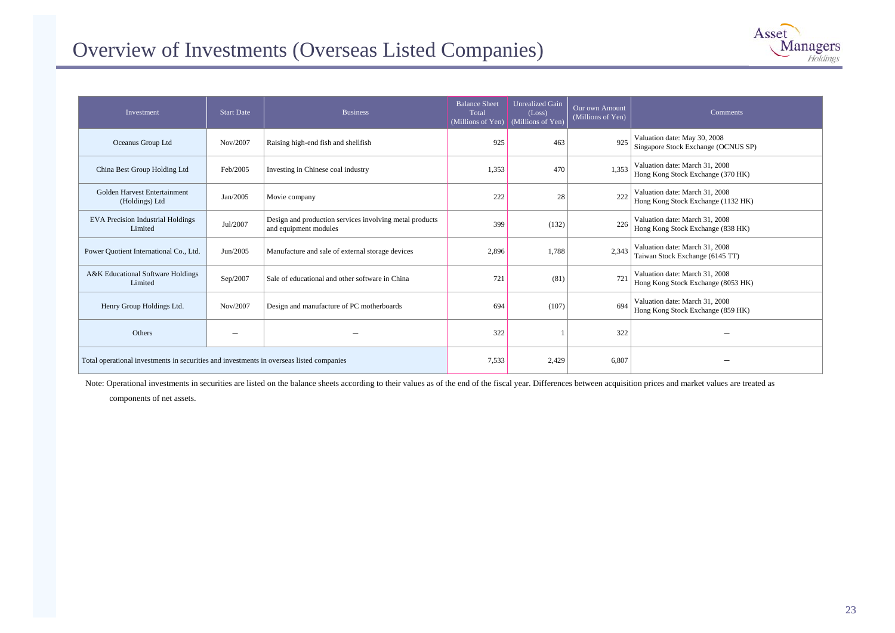# Overview of Investments (Overseas Listed Companies)

| Investment | Start Date | Business | Balance Sheet Total (Millions of Yen) | Unrealized Gain (Loss) (Millions of Yen) | Our own Amount (Millions of Yen) | Comments |
|---|---|---|---|---|---|---|
| Oceanus Group Ltd | Nov/2007 | Raising high-end fish and shellfish | 925 | 463 | 925 | Valuation date: May 30, 2008 Singapore Stock Exchange (OCNUS SP) |
| China Best Group Holding Ltd | Feb/2005 | Investing in Chinese coal industry | 1,353 | 470 | 1,353 | Valuation date: March 31, 2008 Hong Kong Stock Exchange (370 HK) |
| Golden Harvest Entertainment (Holdings) Ltd | Jan/2005 | Movie company | 222 | 28 | 222 | Valuation date: March 31, 2008 Hong Kong Stock Exchange (1132 HK) |
| EVA Precision Industrial Holdings Limited | Jul/2007 | Design and production services involving metal products and equipment modules | 399 | (132) | 226 | Valuation date: March 31, 2008 Hong Kong Stock Exchange (838 HK) |
| Power Quotient International Co., Ltd. | Jun/2005 | Manufacture and sale of external storage devices | 2,896 | 1,788 | 2,343 | Valuation date: March 31, 2008 Taiwan Stock Exchange (6145 TT) |
| A&K Educational Software Holdings Limited | Sep/2007 | Sale of educational and other software in China | 721 | (81) | 721 | Valuation date: March 31, 2008 Hong Kong Stock Exchange (8053 HK) |
| Henry Group Holdings Ltd. | Nov/2007 | Design and manufacture of PC motherboards | 694 | (107) | 694 | Valuation date: March 31, 2008 Hong Kong Stock Exchange (859 HK) |
| Others | – | – | 322 | 1 | 322 | – |
| Total operational investments in securities and investments in overseas listed companies | | | 7,533 | 2,429 | 6,807 | – |

Note: Operational investments in securities are listed on the balance sheets according to their values as of the end of the fiscal year. Differences between acquisition prices and market values are treated as components of net assets.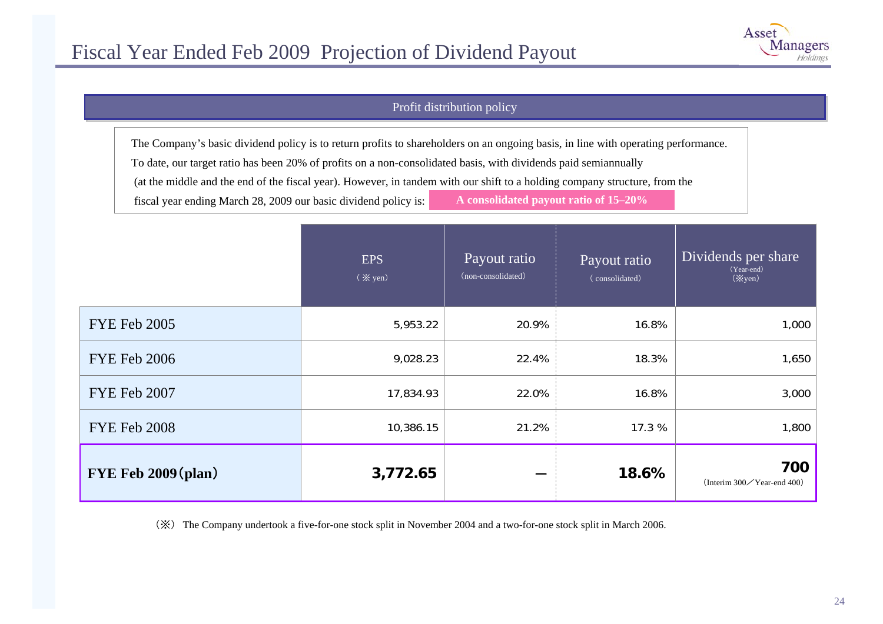# Fiscal Year Ended Feb 2009 Projection of Dividend Payout

## Profit distribution policy

The Company's basic dividend policy is to return profits to shareholders on an ongoing basis, in line with operating performance. To date, our target ratio has been 20% of profits on a non-consolidated basis, with dividends paid semiannually (at the middle and the end of the fiscal year). However, in tandem with our shift to a holding company structure, from the fiscal year ending March 28, 2009 our basic dividend policy is: **A consolidated payout ratio of 15–20%**

| | EPS (※ yen) | Payout ratio (non-consolidated) | Payout ratio (consolidated) | Dividends per share (Year-end) (※yen) |
|---|---|---|---|---|
| FYE Feb 2005 | 5,953.22 | 20.9% | 16.8% | 1,000 |
| FYE Feb 2006 | 9,028.23 | 22.4% | 18.3% | 1,650 |
| FYE Feb 2007 | 17,834.93 | 22.0% | 16.8% | 3,000 |
| FYE Feb 2008 | 10,386.15 | 21.2% | 17.3 % | 1,800 |
| **FYE Feb 2009 (plan)** | **3,772.65** | **—** | **18.6%** | **700** (Interim 300／Year-end 400) |

（※） The Company undertook a five-for-one stock split in November 2004 and a two-for-one stock split in March 2006.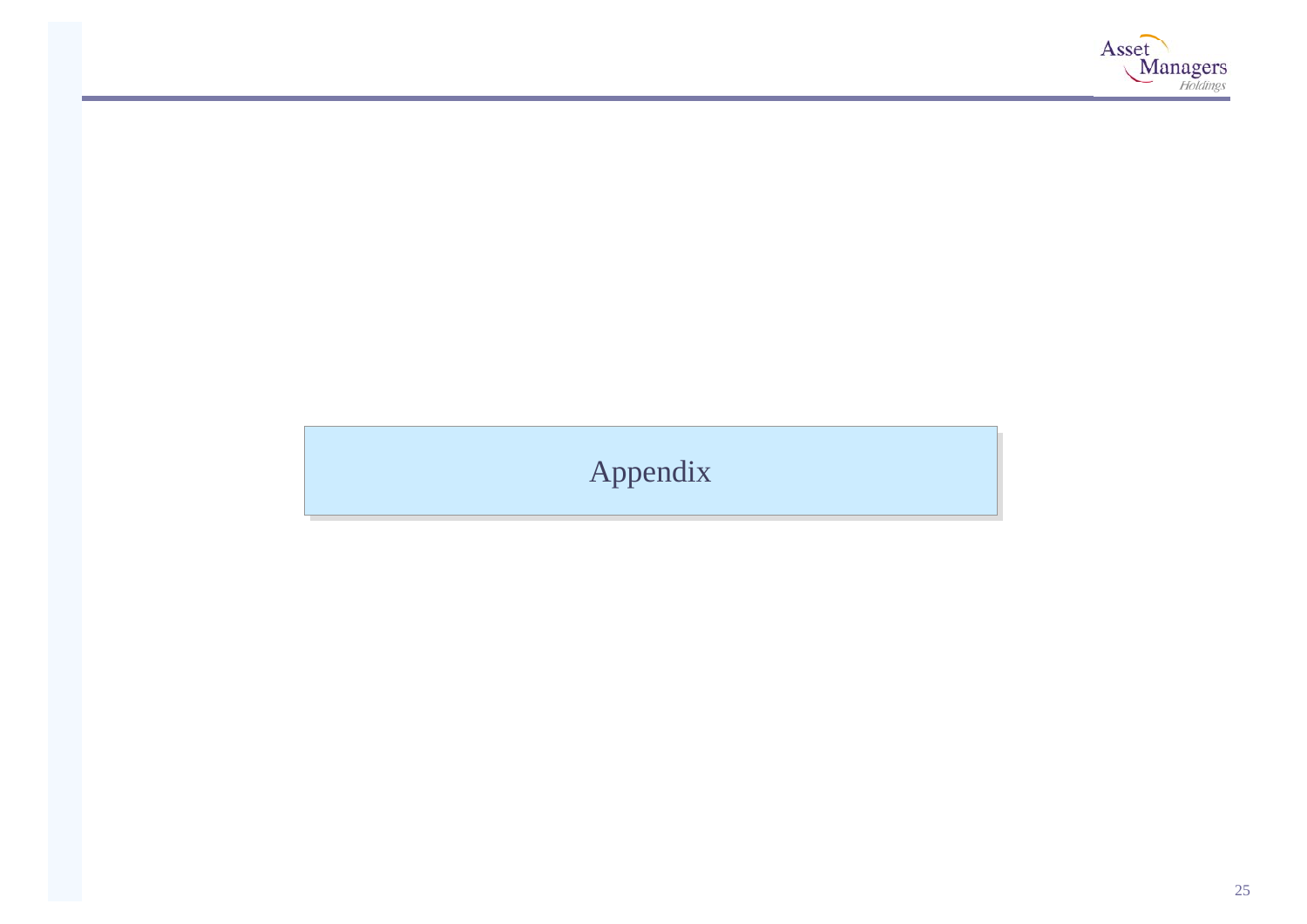# Appendix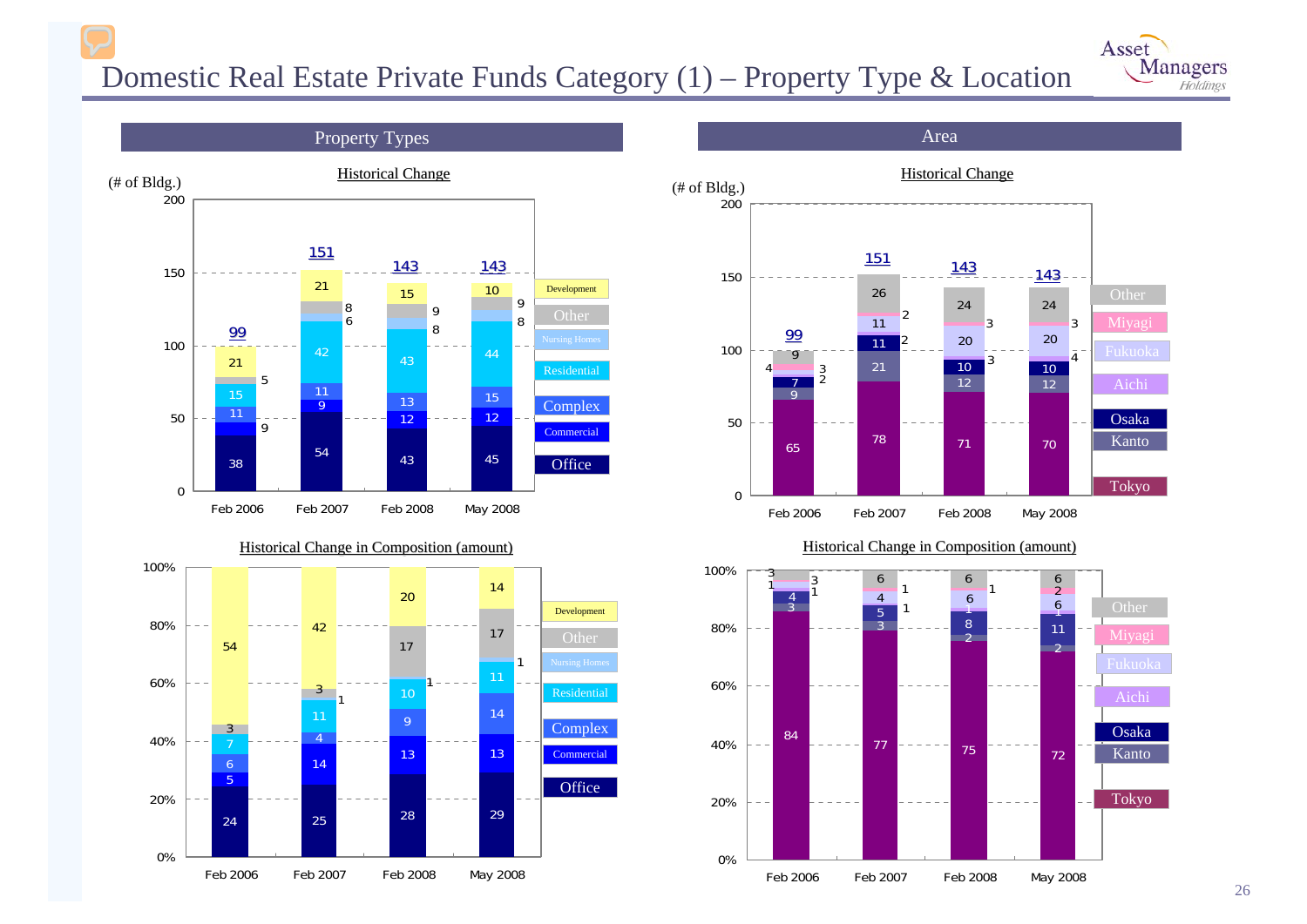# Domestic Real Estate Private Funds Category (1) – Property Type & Location

## Property Types

### Historical Change

(# of Bldg.)

| | Feb 2006 | Feb 2007 | Feb 2008 | May 2008 |
|---|---|---|---|---|
| Development | 21 | 21 | 15 | 10 |
| Other | 5 | 8 | 9 | 9 |
| Nursing Homes | | 6 | 8 | 8 |
| Residential | 15 | 42 | 43 | 44 |
| Complex | 11 | 11 | 13 | 15 |
| Commercial | 9 | 9 | 12 | 12 |
| Office | 38 | 54 | 43 | 45 |
| Total | 99 | 151 | 143 | 143 |

### Historical Change in Composition (amount)

| | Feb 2006 | Feb 2007 | Feb 2008 | May 2008 |
|---|---|---|---|---|
| Development | 54 | 42 | 20 | 14 |
| Other | 3 | 3 | 17 | 17 |
| Nursing Homes | | 1 | 1 | 1 |
| Residential | 7 | 11 | 10 | 11 |
| Complex | 6 | 4 | 9 | 14 |
| Commercial | 5 | 14 | 13 | 13 |
| Office | 24 | 25 | 28 | 29 |

## Area

### Historical Change

(# of Bldg.)

| | Feb 2006 | Feb 2007 | Feb 2008 | May 2008 |
|---|---|---|---|---|
| Other | 9 | 26 | 24 | 24 |
| Miyagi | 3 | 2 | 3 | 3 |
| Fukuoka | 4 | 11 | 20 | 20 |
| Aichi | 2 | 2 | 3 | 4 |
| Osaka | 7 | 11 | 10 | 10 |
| Kanto | 9 | 21 | 12 | 12 |
| Tokyo | 65 | 78 | 71 | 70 |
| Total | 99 | 151 | 143 | 143 |

### Historical Change in Composition (amount)

| | Feb 2006 | Feb 2007 | Feb 2008 | May 2008 |
|---|---|---|---|---|
| Other | 3 | 6 | 6 | 6 |
| Miyagi | 1 | 1 | 1 | 2 |
| Fukuoka | 3 | 4 | 6 | 6 |
| Aichi | 1 | 1 | 1 | 1 |
| Osaka | 4 | 5 | 8 | 11 |
| Kanto | 3 | 3 | 2 | 2 |
| Tokyo | 84 | 77 | 75 | 72 |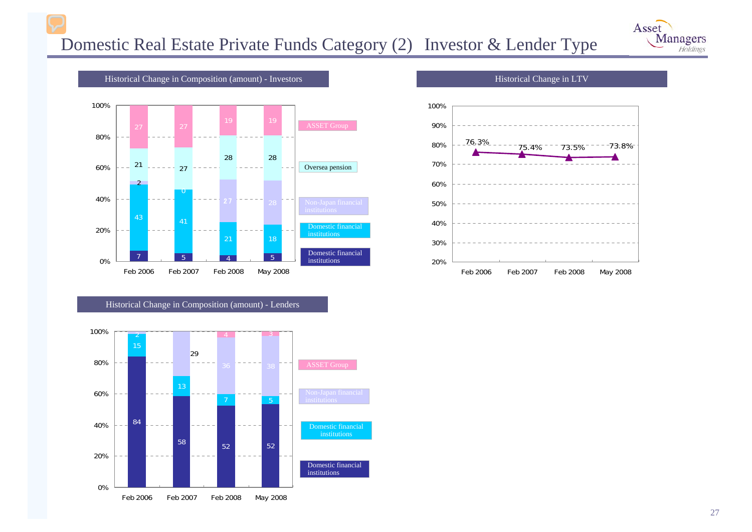# Domestic Real Estate Private Funds Category (2) Investor & Lender Type

## Historical Change in Composition (amount) - Investors

| | Feb 2006 | Feb 2007 | Feb 2008 | May 2008 |
|---|---|---|---|---|
| ASSET Group | 27 | 27 | 19 | 19 |
| Oversea pension | 21 | 27 | 28 | 28 |
| Non-Japan financial institutions | 2 | 0 | 27 | 28 |
| Domestic financial institutions | 43 | 41 | 21 | 18 |
| Domestic financial institutions | 7 | 5 | 4 | 5 |

## Historical Change in LTV

| Feb 2006 | Feb 2007 | Feb 2008 | May 2008 |
|---|---|---|---|
| 76.3% | 75.4% | 73.5% | 73.8% |

## Historical Change in Composition (amount) - Lenders

| | Feb 2006 | Feb 2007 | Feb 2008 | May 2008 |
|---|---|---|---|---|
| ASSET Group | | | 4 | 3 |
| Non-Japan financial institutions | 2 | 29 | 36 | 38 |
| Domestic financial institutions | 15 | 13 | 7 | 5 |
| Domestic financial institutions | 84 | 58 | 52 | 52 |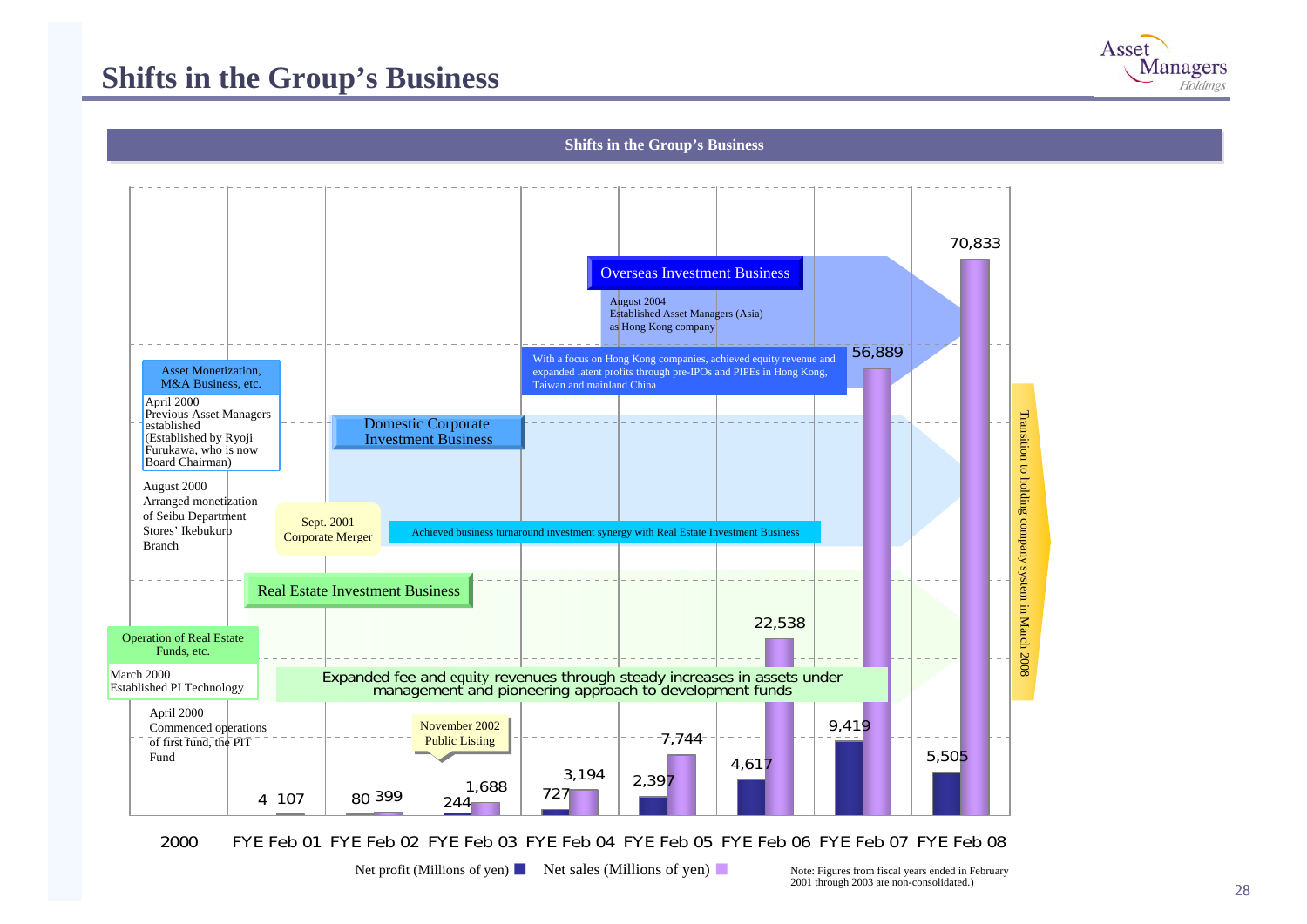# Shifts in the Group's Business

## Shifts in the Group's Business

| | 2000 | FYE Feb 01 | FYE Feb 02 | FYE Feb 03 | FYE Feb 04 | FYE Feb 05 | FYE Feb 06 | FYE Feb 07 | FYE Feb 08 |
|---|---|---|---|---|---|---|---|---|---|
| Net profit (Millions of yen) | | 4 | 80 | 244 | 727 | 2,397 | 4,617 | 9,419 | 5,505 |
| Net sales (Millions of yen) | | 107 | 399 | 1,688 | 3,194 | 7,744 | 22,538 | 56,889 | 70,833 |

**Asset Monetization, M&A Business, etc.**

April 2000
Previous Asset Managers established
(Established by Ryoji Furukawa, who is now Board Chairman)

August 2000
Arranged monetization of Seibu Department Stores' Ikebukuro Branch

**Operation of Real Estate Funds, etc.**

March 2000
Established PI Technology

April 2000
Commenced operations of first fund, the PIT Fund

Sept. 2001
Corporate Merger

November 2002
Public Listing

**Overseas Investment Business**

August 2004
Established Asset Managers (Asia) as Hong Kong company

With a focus on Hong Kong companies, achieved equity revenue and expanded latent profits through pre-IPOs and PIPEs in Hong Kong, Taiwan and mainland China

**Domestic Corporate Investment Business**

Achieved business turnaround investment synergy with Real Estate Investment Business

**Real Estate Investment Business**

Expanded fee and equity revenues through steady increases in assets under management and pioneering approach to development funds

Transition to holding company system in March 2008

Net profit (Millions of yen) ■ Net sales (Millions of yen) ■

Note: Figures from fiscal years ended in February 2001 through 2003 are non-consolidated.)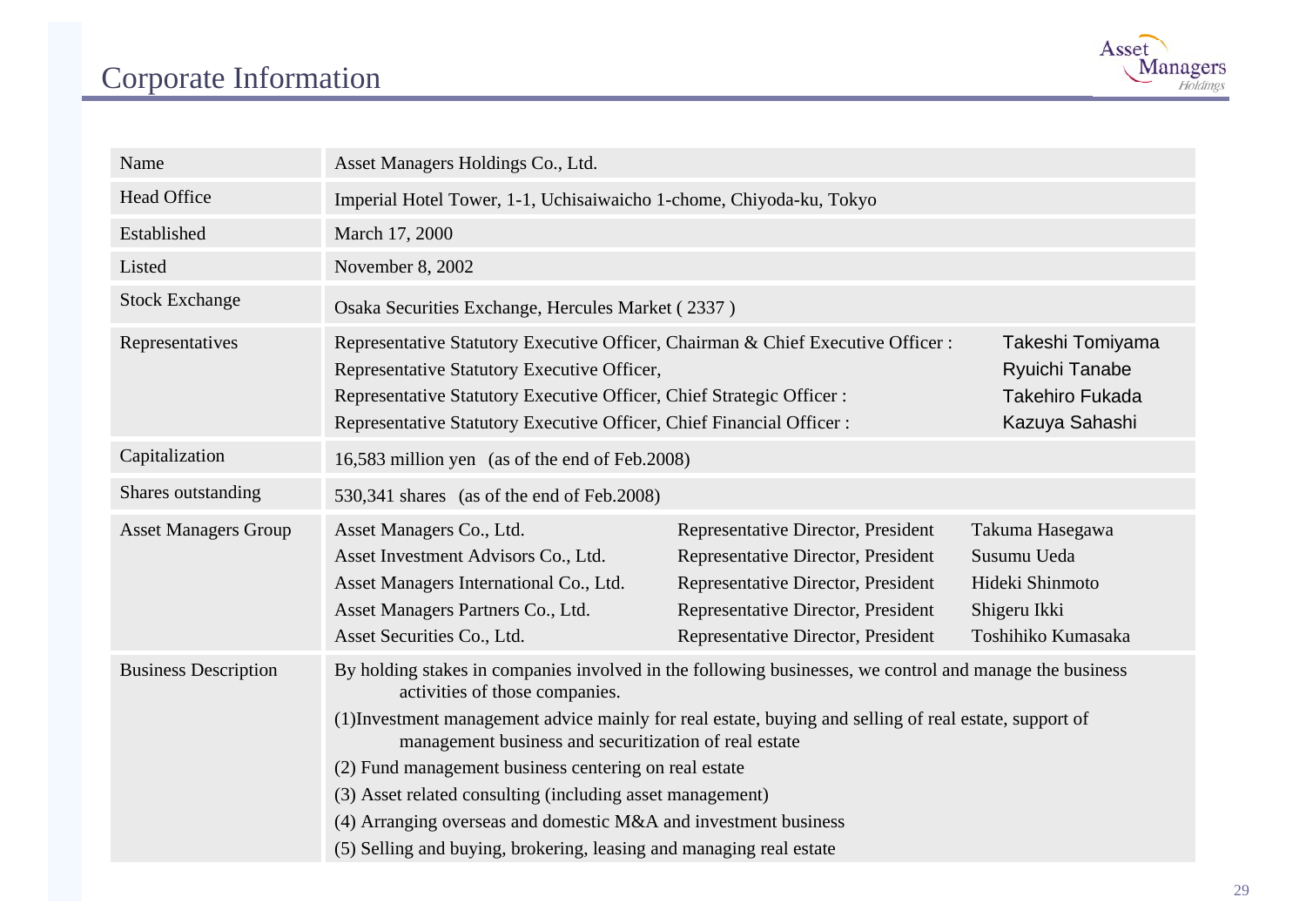# Corporate Information

| | |
|---|---|
| Name | Asset Managers Holdings Co., Ltd. |
| Head Office | Imperial Hotel Tower, 1-1, Uchisaiwaicho 1-chome, Chiyoda-ku, Tokyo |
| Established | March 17, 2000 |
| Listed | November 8, 2002 |
| Stock Exchange | Osaka Securities Exchange, Hercules Market ( 2337 ) |
| Representatives | Representative Statutory Executive Officer, Chairman & Chief Executive Officer : Takeshi Tomiyama<br>Representative Statutory Executive Officer, Ryuichi Tanabe<br>Representative Statutory Executive Officer, Chief Strategic Officer : Takehiro Fukada<br>Representative Statutory Executive Officer, Chief Financial Officer : Kazuya Sahashi |
| Capitalization | 16,583 million yen (as of the end of Feb.2008) |
| Shares outstanding | 530,341 shares (as of the end of Feb.2008) |
| Asset Managers Group | Asset Managers Co., Ltd. — Representative Director, President — Takuma Hasegawa<br>Asset Investment Advisors Co., Ltd. — Representative Director, President — Susumu Ueda<br>Asset Managers International Co., Ltd. — Representative Director, President — Hideki Shinmoto<br>Asset Managers Partners Co., Ltd. — Representative Director, President — Shigeru Ikki<br>Asset Securities Co., Ltd. — Representative Director, President — Toshihiko Kumasaka |
| Business Description | By holding stakes in companies involved in the following businesses, we control and manage the business activities of those companies.<br>(1)Investment management advice mainly for real estate, buying and selling of real estate, support of management business and securitization of real estate<br>(2) Fund management business centering on real estate<br>(3) Asset related consulting (including asset management)<br>(4) Arranging overseas and domestic M&A and investment business<br>(5) Selling and buying, brokering, leasing and managing real estate |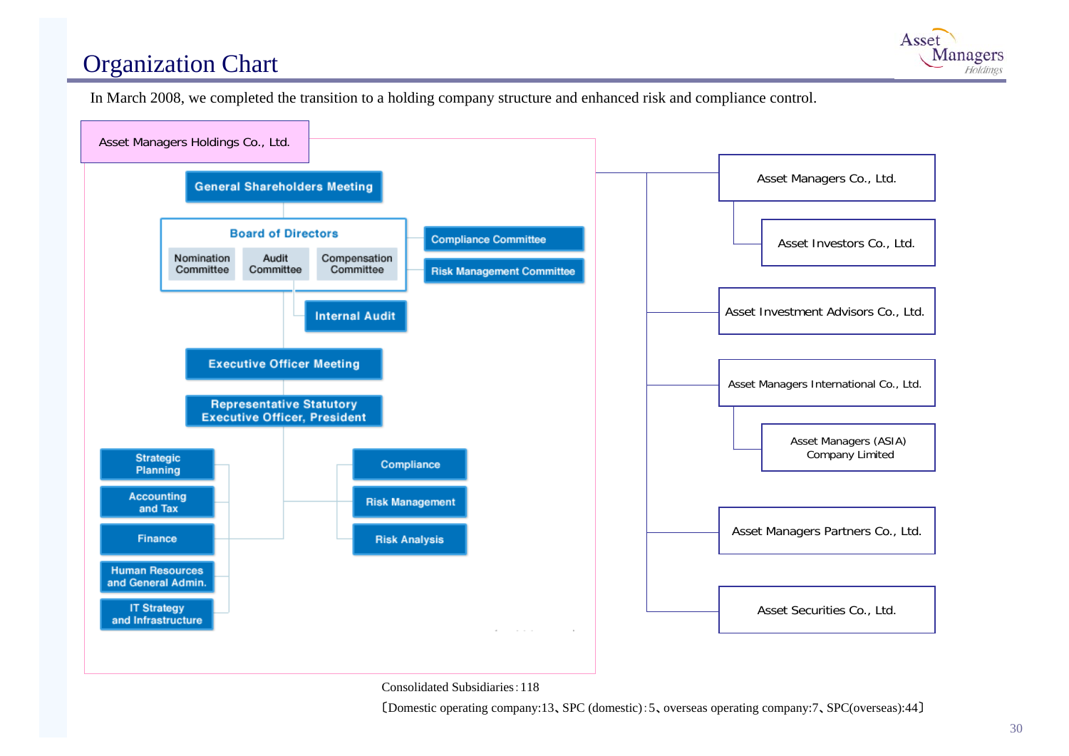# Organization Chart

In March 2008, we completed the transition to a holding company structure and enhanced risk and compliance control.

**Asset Managers Holdings Co., Ltd.**

- General Shareholders Meeting
  - Board of Directors
    - Nomination Committee
    - Audit Committee
    - Compensation Committee
    - Compliance Committee
    - Risk Management Committee
    - Internal Audit
  - Executive Officer Meeting
  - Representative Statutory Executive Officer, President
    - Strategic Planning
    - Accounting and Tax
    - Finance
    - Human Resources and General Admin.
    - IT Strategy and Infrastructure
    - Compliance
    - Risk Management
    - Risk Analysis

**Subsidiaries**

- Asset Managers Co., Ltd.
  - Asset Investors Co., Ltd.
- Asset Investment Advisors Co., Ltd.
- Asset Managers International Co., Ltd.
  - Asset Managers (ASIA) Company Limited
- Asset Managers Partners Co., Ltd.
- Asset Securities Co., Ltd.

Consolidated Subsidiaries：118

〔Domestic operating company:13、SPC (domestic)：5、overseas operating company:7、SPC(overseas):44〕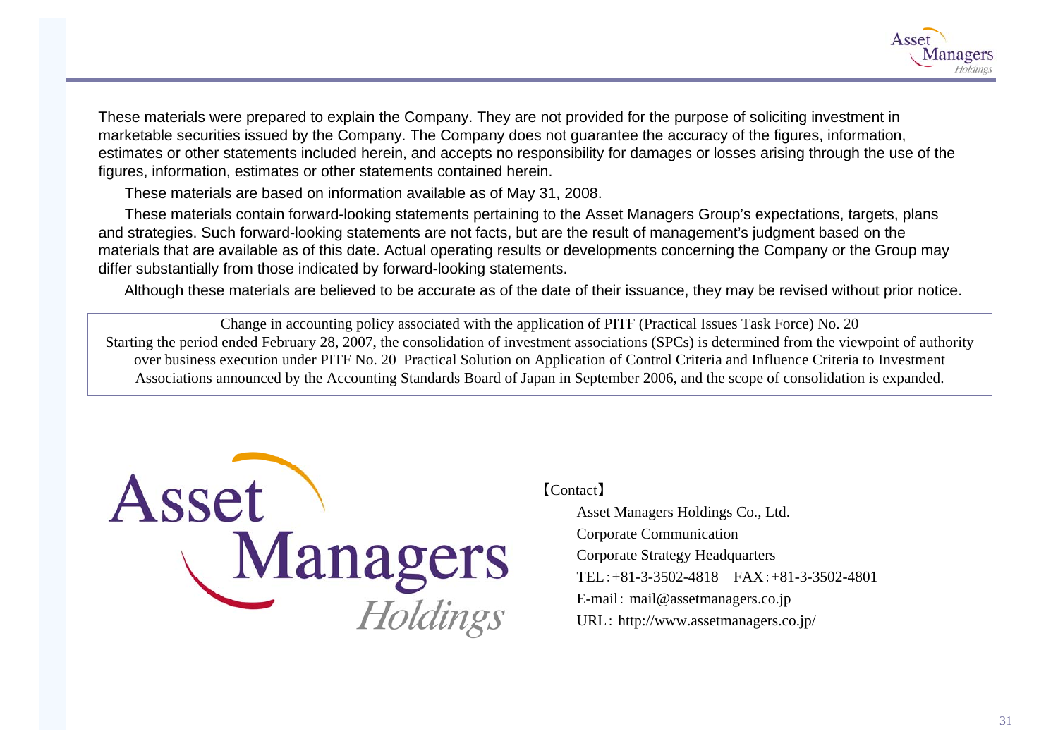These materials were prepared to explain the Company. They are not provided for the purpose of soliciting investment in marketable securities issued by the Company. The Company does not guarantee the accuracy of the figures, information, estimates or other statements included herein, and accepts no responsibility for damages or losses arising through the use of the figures, information, estimates or other statements contained herein.

These materials are based on information available as of May 31, 2008.

These materials contain forward-looking statements pertaining to the Asset Managers Group's expectations, targets, plans and strategies. Such forward-looking statements are not facts, but are the result of management's judgment based on the materials that are available as of this date. Actual operating results or developments concerning the Company or the Group may differ substantially from those indicated by forward-looking statements.

Although these materials are believed to be accurate as of the date of their issuance, they may be revised without prior notice.

Change in accounting policy associated with the application of PITF (Practical Issues Task Force) No. 20
Starting the period ended February 28, 2007, the consolidation of investment associations (SPCs) is determined from the viewpoint of authority over business execution under PITF No. 20 Practical Solution on Application of Control Criteria and Influence Criteria to Investment Associations announced by the Accounting Standards Board of Japan in September 2006, and the scope of consolidation is expanded.

Asset Managers Holdings

【Contact】

Asset Managers Holdings Co., Ltd.
Corporate Communication
Corporate Strategy Headquarters
TEL：+81-3-3502-4818　FAX：+81-3-3502-4801
E-mail：mail@assetmanagers.co.jp
URL：http://www.assetmanagers.co.jp/